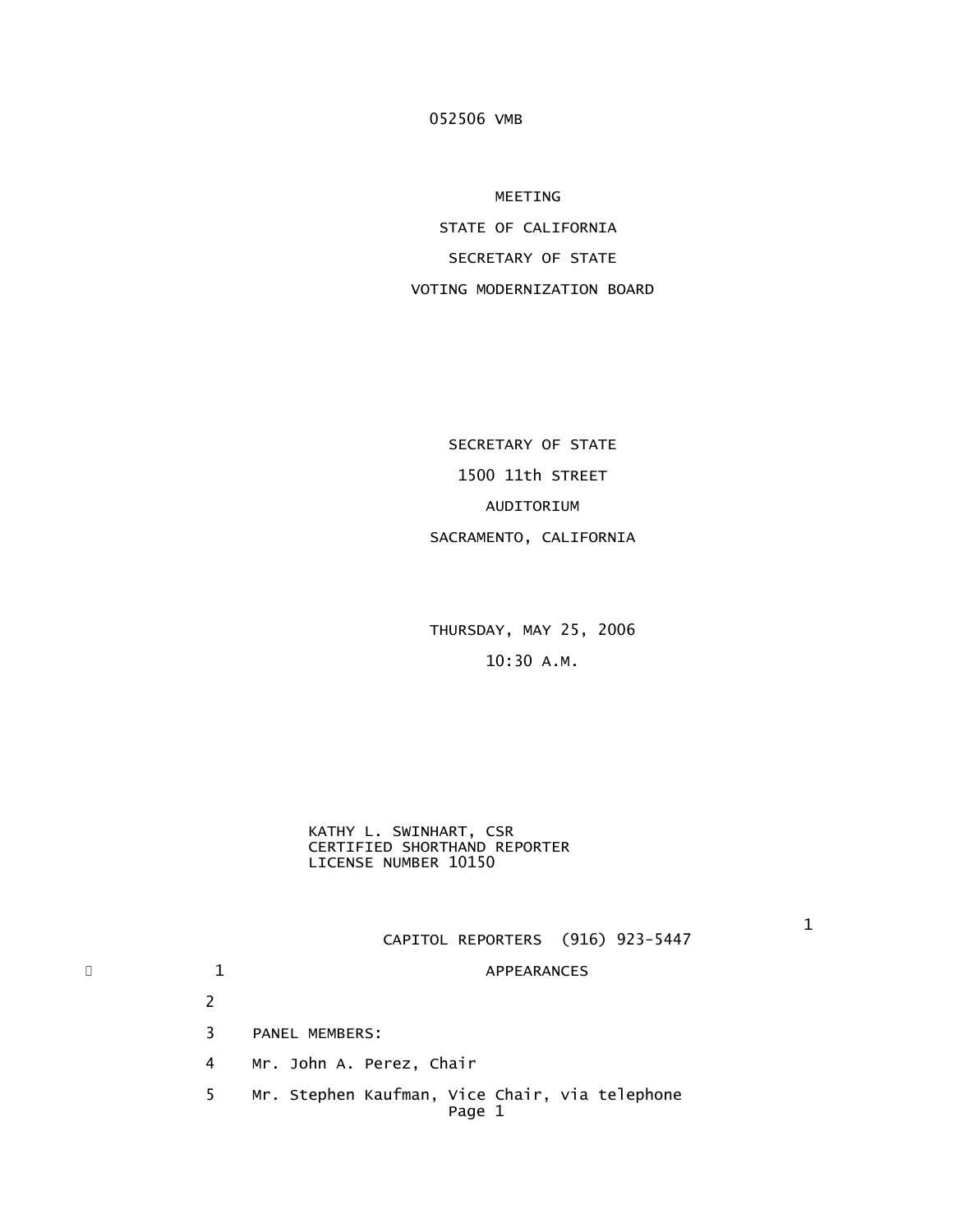052506 VMB

# MEETING

# STATE OF CALIFORNIA

# SECRETARY OF STATE

# VOTING MODERNIZATION BOARD

SECRETARY OF STATE

1500 11th STREET

AUDITORIUM

SACRAMENTO, CALIFORNIA

THURSDAY, MAY 25, 2006

10:30 A.M.

KATHY L. SWINHART, CSR
CERTIFIED SHORTHAND REPORTER
LICENSE NUMBER 10150

CAPITOL REPORTERS (916) 923-5447

1 APPEARANCES

2

3 PANEL MEMBERS:

4 Mr. John A. Perez, Chair

5 Mr. Stephen Kaufman, Vice Chair, via telephone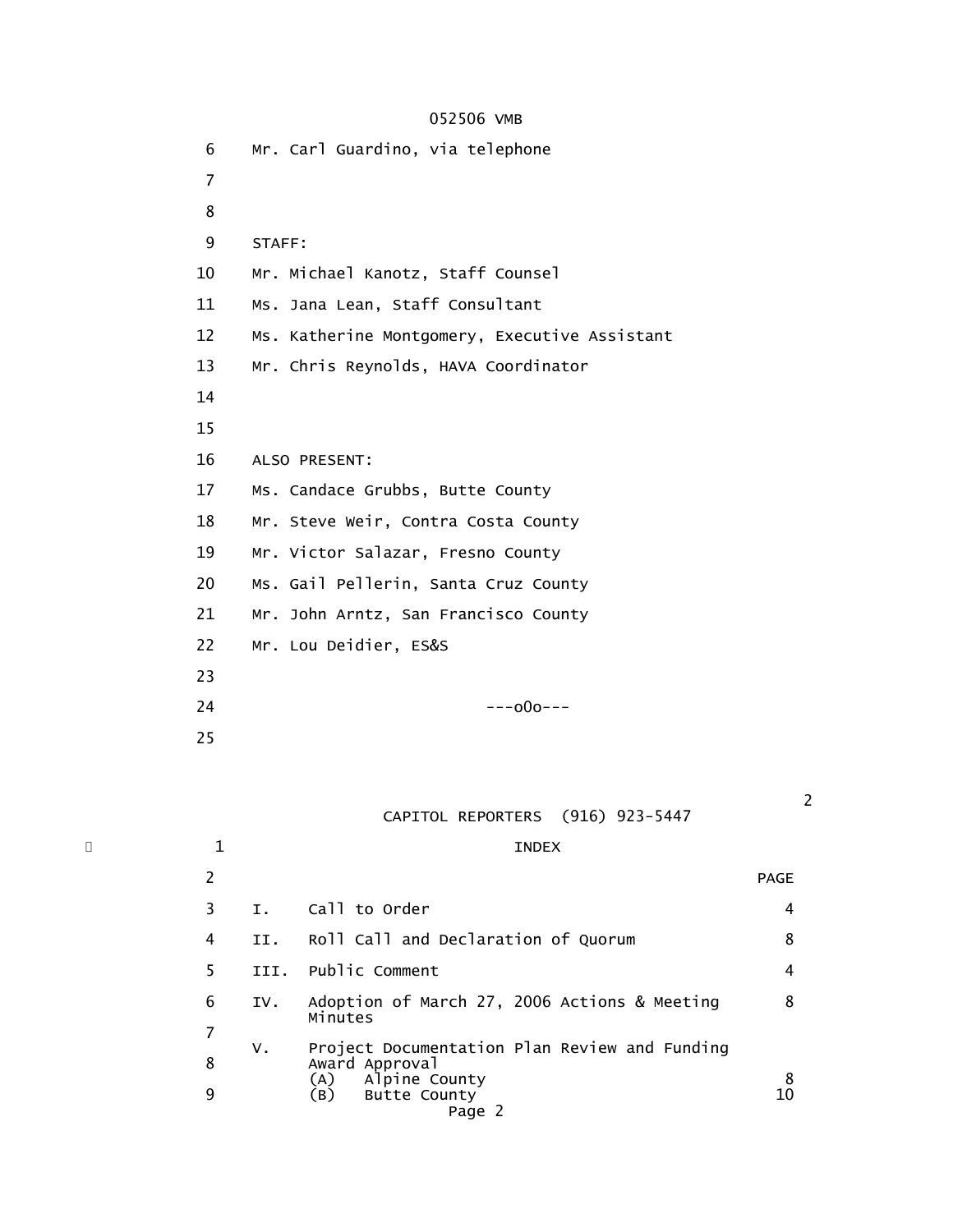Mr. Carl Guardino, via telephone

STAFF:

Mr. Michael Kanotz, Staff Counsel

Ms. Jana Lean, Staff Consultant

Ms. Katherine Montgomery, Executive Assistant

Mr. Chris Reynolds, HAVA Coordinator

ALSO PRESENT:

Ms. Candace Grubbs, Butte County

Mr. Steve Weir, Contra Costa County

Mr. Victor Salazar, Fresno County

Ms. Gail Pellerin, Santa Cruz County

Mr. John Arntz, San Francisco County

Mr. Lou Deidier, ES&S

---oOo---

INDEX

| | | PAGE |
|---|---|---|
| I. | Call to Order | 4 |
| II. | Roll Call and Declaration of Quorum | 8 |
| III. | Public Comment | 4 |
| IV. | Adoption of March 27, 2006 Actions & Meeting Minutes | 8 |
| V. | Project Documentation Plan Review and Funding Award Approval | |
| | (A) Alpine County | 8 |
| | (B) Butte County | 10 |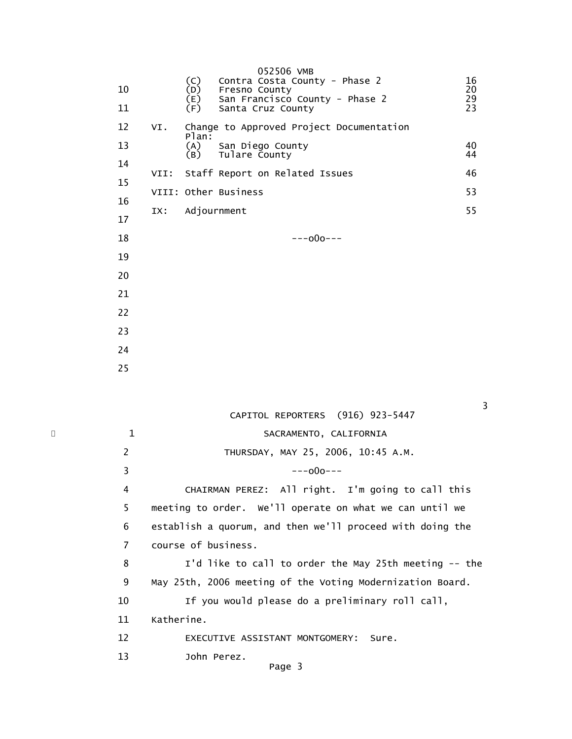| | | | |
|---|---|---|---|
| | (C) | Contra Costa County - Phase 2 | 16 |
| | (D) | Fresno County | 20 |
| | (E) | San Francisco County - Phase 2 | 29 |
| | (F) | Santa Cruz County | 23 |
| VI. | Change to Approved Project Documentation Plan: | | |
| | (A) | San Diego County | 40 |
| | (B) | Tulare County | 44 |
| VII: | Staff Report on Related Issues | | 46 |
| VIII: | Other Business | | 53 |
| IX: | Adjournment | | 55 |

---o0o---

SACRAMENTO, CALIFORNIA

THURSDAY, MAY 25, 2006, 10:45 A.M.

---o0o---

CHAIRMAN PEREZ: All right. I'm going to call this meeting to order. We'll operate on what we can until we establish a quorum, and then we'll proceed with doing the course of business.

I'd like to call to order the May 25th meeting -- the May 25th, 2006 meeting of the Voting Modernization Board.

If you would please do a preliminary roll call, Katherine.

EXECUTIVE ASSISTANT MONTGOMERY: Sure.

John Perez.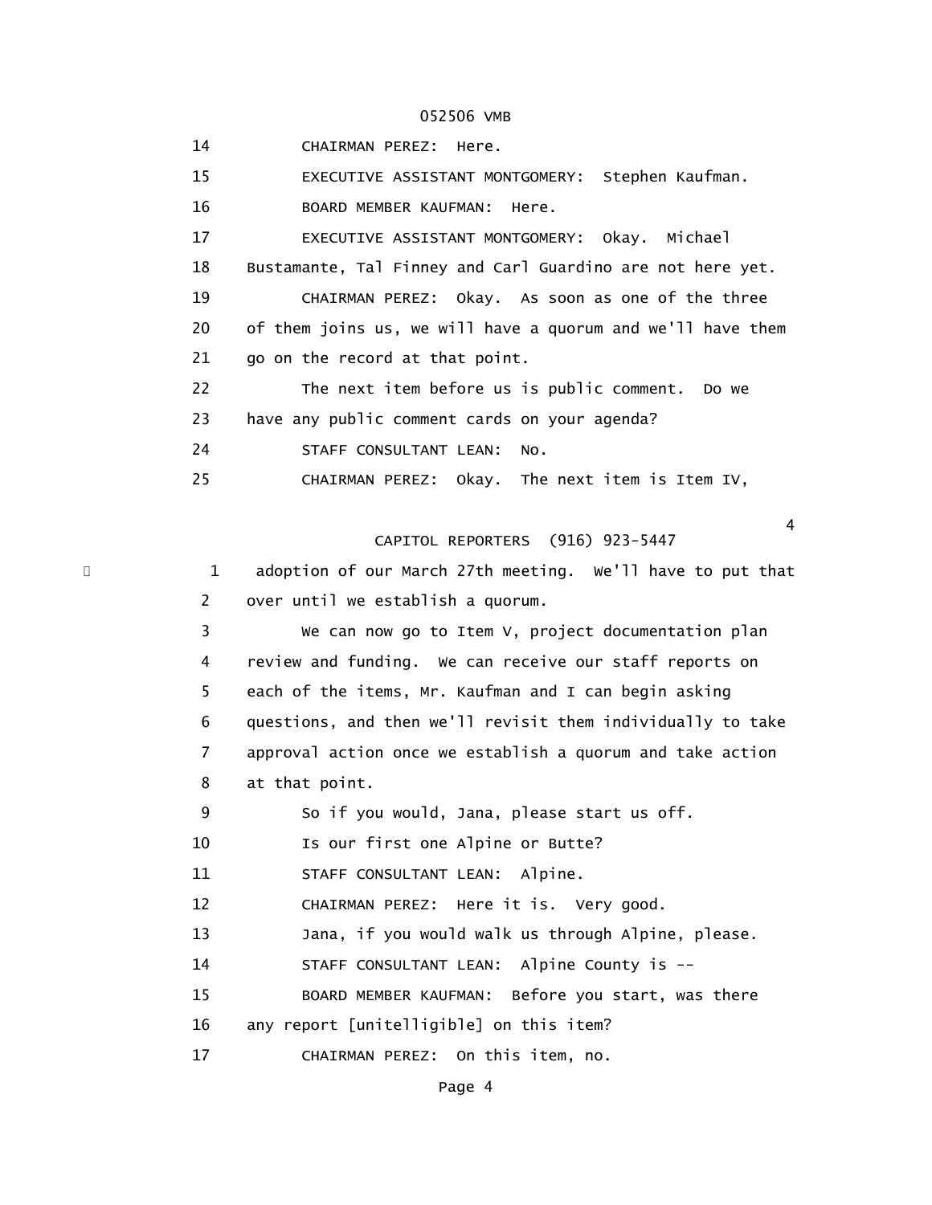14 CHAIRMAN PEREZ: Here.

15 EXECUTIVE ASSISTANT MONTGOMERY: Stephen Kaufman.

16 BOARD MEMBER KAUFMAN: Here.

17 EXECUTIVE ASSISTANT MONTGOMERY: Okay. Michael

18 Bustamante, Tal Finney and Carl Guardino are not here yet.

19 CHAIRMAN PEREZ: Okay. As soon as one of the three

20 of them joins us, we will have a quorum and we'll have them

21 go on the record at that point.

22 The next item before us is public comment. Do we

23 have any public comment cards on your agenda?

24 STAFF CONSULTANT LEAN: No.

25 CHAIRMAN PEREZ: Okay. The next item is Item IV,

1 adoption of our March 27th meeting. We'll have to put that

2 over until we establish a quorum.

3 We can now go to Item V, project documentation plan

4 review and funding. We can receive our staff reports on

5 each of the items, Mr. Kaufman and I can begin asking

6 questions, and then we'll revisit them individually to take

7 approval action once we establish a quorum and take action

8 at that point.

9 So if you would, Jana, please start us off.

10 Is our first one Alpine or Butte?

11 STAFF CONSULTANT LEAN: Alpine.

12 CHAIRMAN PEREZ: Here it is. Very good.

13 Jana, if you would walk us through Alpine, please.

14 STAFF CONSULTANT LEAN: Alpine County is --

15 BOARD MEMBER KAUFMAN: Before you start, was there

16 any report [unitelligible] on this item?

17 CHAIRMAN PEREZ: On this item, no.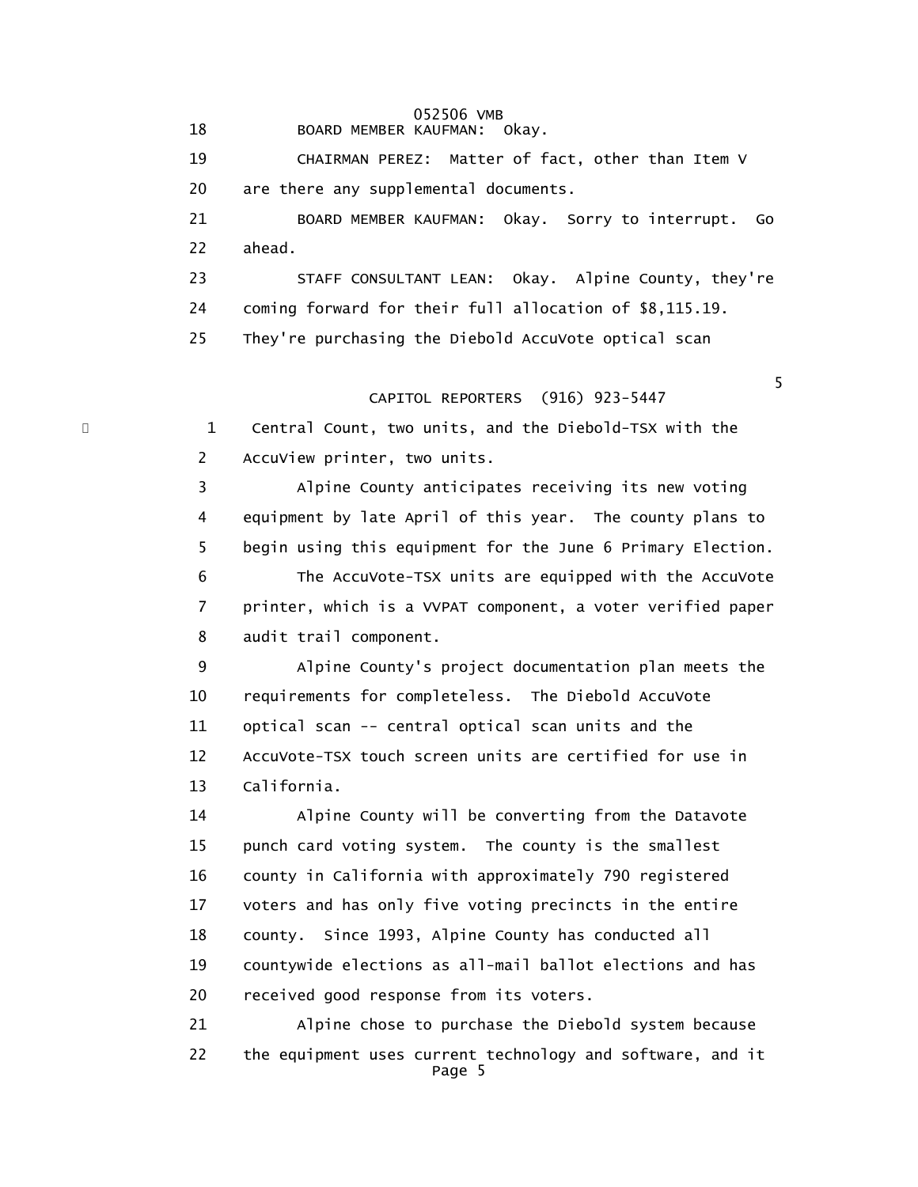BOARD MEMBER KAUFMAN: Okay.

CHAIRMAN PEREZ: Matter of fact, other than Item V are there any supplemental documents.

BOARD MEMBER KAUFMAN: Okay. Sorry to interrupt. Go ahead.

STAFF CONSULTANT LEAN: Okay. Alpine County, they're coming forward for their full allocation of $8,115.19. They're purchasing the Diebold AccuVote optical scan Central Count, two units, and the Diebold-TSX with the AccuView printer, two units.

Alpine County anticipates receiving its new voting equipment by late April of this year. The county plans to begin using this equipment for the June 6 Primary Election.

The AccuVote-TSX units are equipped with the AccuVote printer, which is a VVPAT component, a voter verified paper audit trail component.

Alpine County's project documentation plan meets the requirements for completeless. The Diebold AccuVote optical scan -- central optical scan units and the AccuVote-TSX touch screen units are certified for use in California.

Alpine County will be converting from the Datavote punch card voting system. The county is the smallest county in California with approximately 790 registered voters and has only five voting precincts in the entire county. Since 1993, Alpine County has conducted all countywide elections as all-mail ballot elections and has received good response from its voters.

Alpine chose to purchase the Diebold system because the equipment uses current technology and software, and it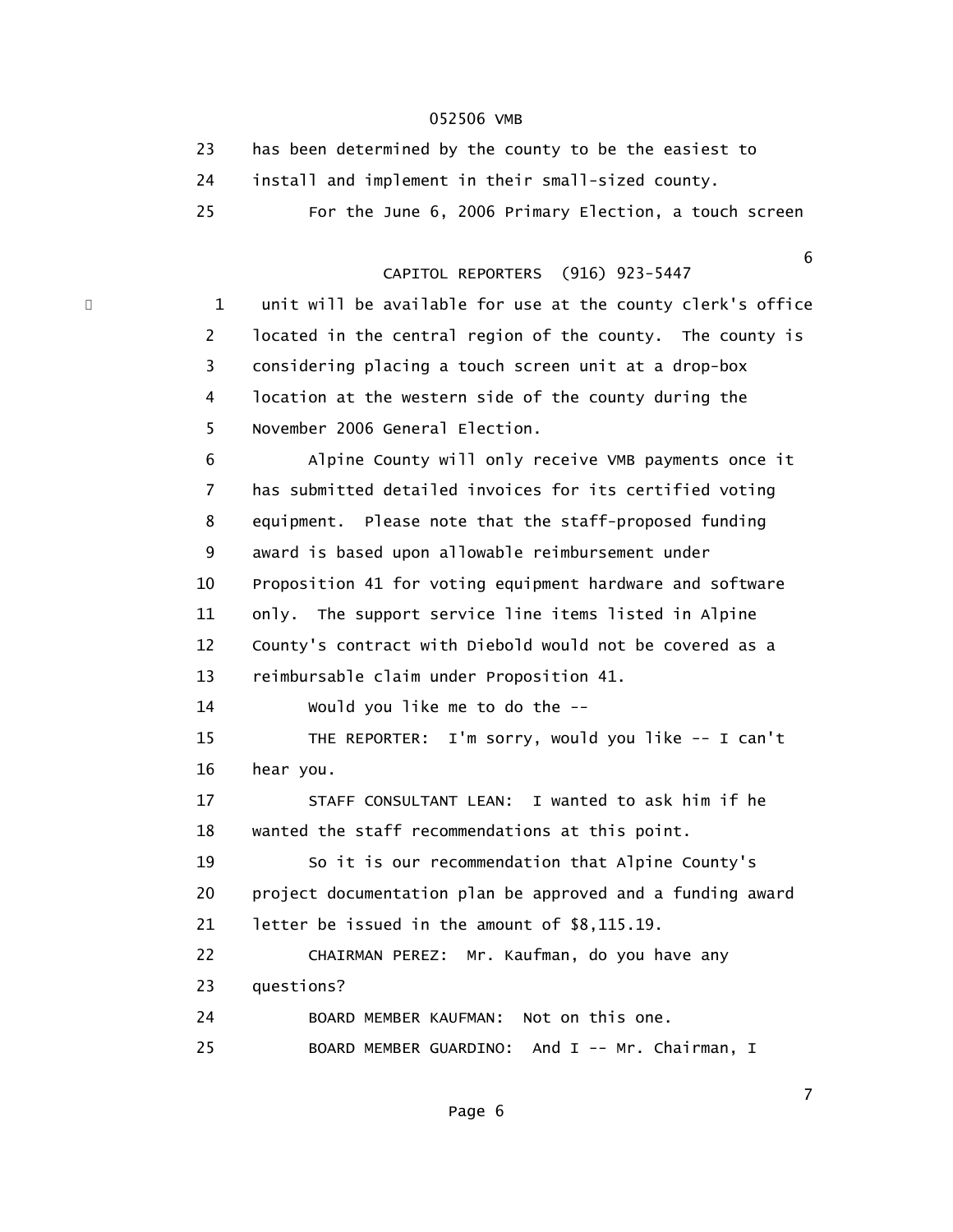23 has been determined by the county to be the easiest to
24 install and implement in their small-sized county.
25 For the June 6, 2006 Primary Election, a touch screen

1 unit will be available for use at the county clerk's office
2 located in the central region of the county. The county is
3 considering placing a touch screen unit at a drop-box
4 location at the western side of the county during the
5 November 2006 General Election.
6 Alpine County will only receive VMB payments once it
7 has submitted detailed invoices for its certified voting
8 equipment. Please note that the staff-proposed funding
9 award is based upon allowable reimbursement under
10 Proposition 41 for voting equipment hardware and software
11 only. The support service line items listed in Alpine
12 County's contract with Diebold would not be covered as a
13 reimbursable claim under Proposition 41.
14 Would you like me to do the --
15 THE REPORTER: I'm sorry, would you like -- I can't
16 hear you.
17 STAFF CONSULTANT LEAN: I wanted to ask him if he
18 wanted the staff recommendations at this point.
19 So it is our recommendation that Alpine County's
20 project documentation plan be approved and a funding award
21 letter be issued in the amount of $8,115.19.
22 CHAIRMAN PEREZ: Mr. Kaufman, do you have any
23 questions?
24 BOARD MEMBER KAUFMAN: Not on this one.
25 BOARD MEMBER GUARDINO: And I -- Mr. Chairman, I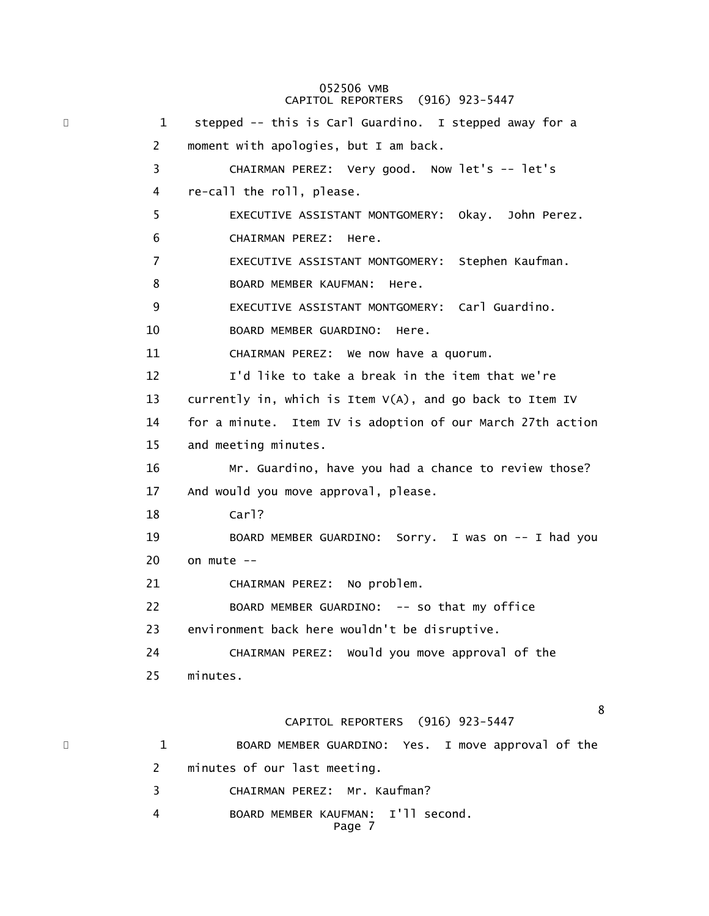1 stepped -- this is Carl Guardino. I stepped away for a
2 moment with apologies, but I am back.
3 CHAIRMAN PEREZ: Very good. Now let's -- let's
4 re-call the roll, please.
5 EXECUTIVE ASSISTANT MONTGOMERY: Okay. John Perez.
6 CHAIRMAN PEREZ: Here.
7 EXECUTIVE ASSISTANT MONTGOMERY: Stephen Kaufman.
8 BOARD MEMBER KAUFMAN: Here.
9 EXECUTIVE ASSISTANT MONTGOMERY: Carl Guardino.
10 BOARD MEMBER GUARDINO: Here.
11 CHAIRMAN PEREZ: We now have a quorum.
12 I'd like to take a break in the item that we're
13 currently in, which is Item V(A), and go back to Item IV
14 for a minute. Item IV is adoption of our March 27th action
15 and meeting minutes.
16 Mr. Guardino, have you had a chance to review those?
17 And would you move approval, please.
18 Carl?
19 BOARD MEMBER GUARDINO: Sorry. I was on -- I had you
20 on mute --
21 CHAIRMAN PEREZ: No problem.
22 BOARD MEMBER GUARDINO: -- so that my office
23 environment back here wouldn't be disruptive.
24 CHAIRMAN PEREZ: Would you move approval of the
25 minutes.

1 BOARD MEMBER GUARDINO: Yes. I move approval of the
2 minutes of our last meeting.
3 CHAIRMAN PEREZ: Mr. Kaufman?
4 BOARD MEMBER KAUFMAN: I'll second.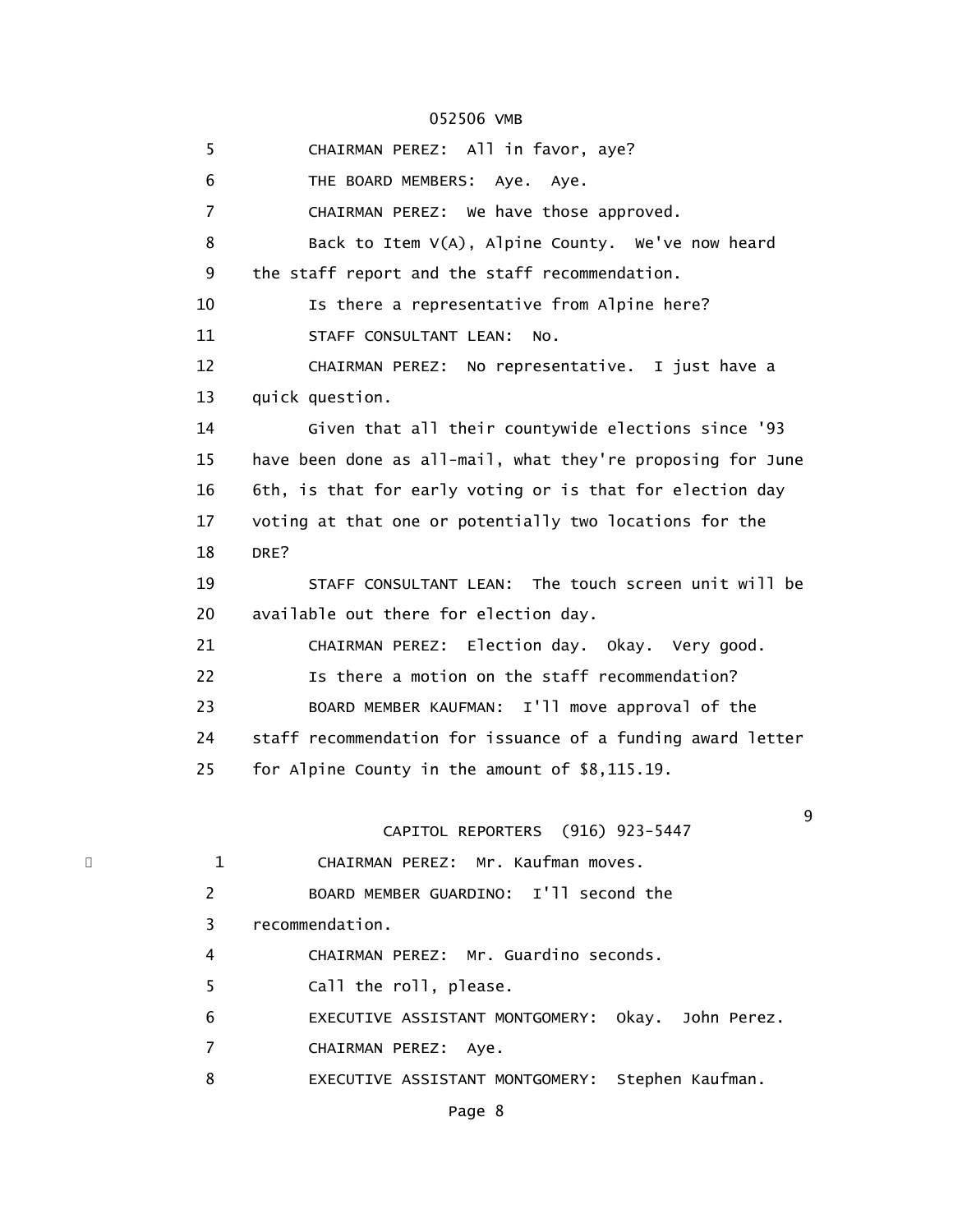5 CHAIRMAN PEREZ: All in favor, aye?

6 THE BOARD MEMBERS: Aye. Aye.

7 CHAIRMAN PEREZ: We have those approved.

8 Back to Item V(A), Alpine County. We've now heard

9 the staff report and the staff recommendation.

10 Is there a representative from Alpine here?

11 STAFF CONSULTANT LEAN: No.

12 CHAIRMAN PEREZ: No representative. I just have a

13 quick question.

14 Given that all their countywide elections since '93

15 have been done as all-mail, what they're proposing for June

16 6th, is that for early voting or is that for election day

17 voting at that one or potentially two locations for the

18 DRE?

19 STAFF CONSULTANT LEAN: The touch screen unit will be

20 available out there for election day.

21 CHAIRMAN PEREZ: Election day. Okay. Very good.

22 Is there a motion on the staff recommendation?

23 BOARD MEMBER KAUFMAN: I'll move approval of the

24 staff recommendation for issuance of a funding award letter

25 for Alpine County in the amount of $8,115.19.

1 CHAIRMAN PEREZ: Mr. Kaufman moves.

2 BOARD MEMBER GUARDINO: I'll second the

3 recommendation.

4 CHAIRMAN PEREZ: Mr. Guardino seconds.

5 Call the roll, please.

6 EXECUTIVE ASSISTANT MONTGOMERY: Okay. John Perez.

7 CHAIRMAN PEREZ: Aye.

8 EXECUTIVE ASSISTANT MONTGOMERY: Stephen Kaufman.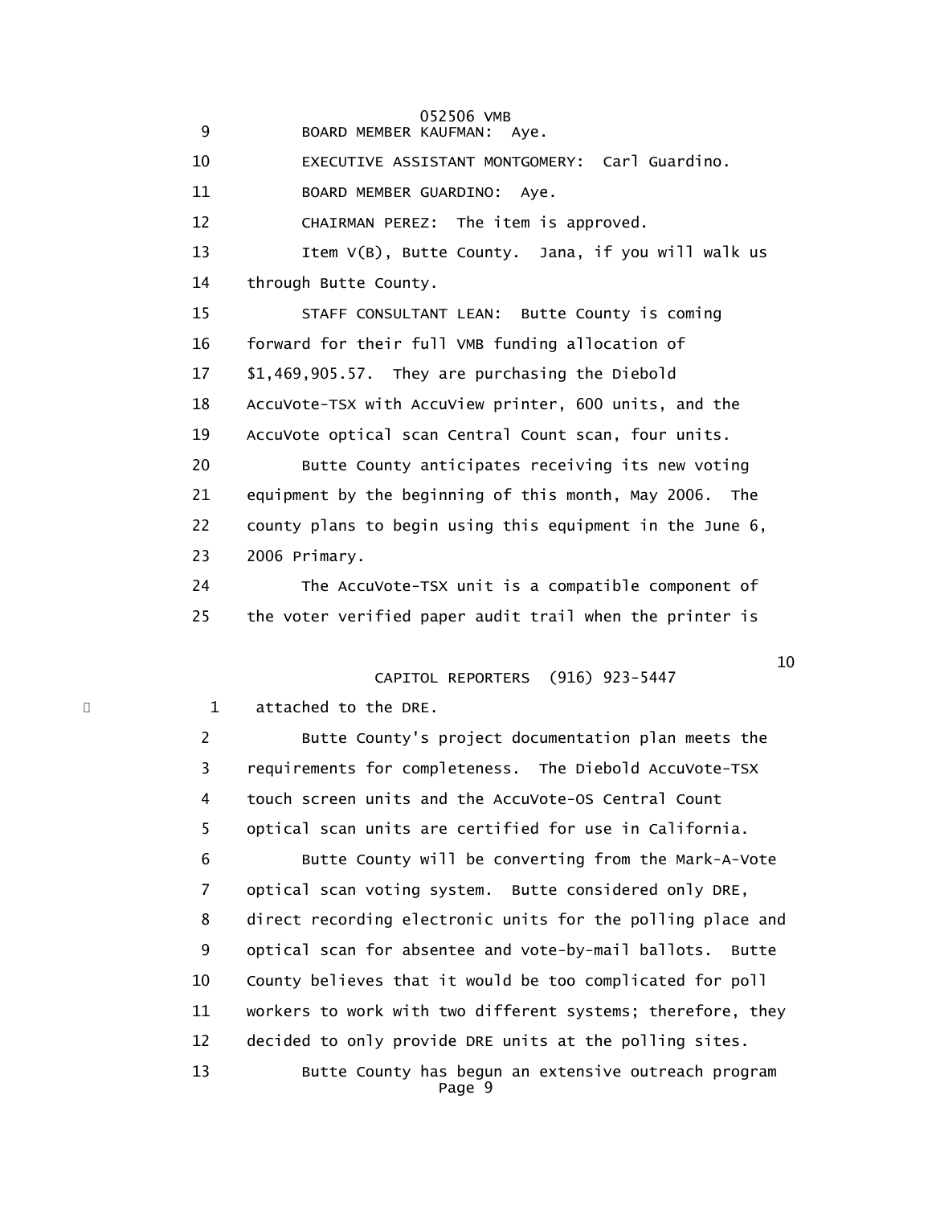9 BOARD MEMBER KAUFMAN: Aye.

10 EXECUTIVE ASSISTANT MONTGOMERY: Carl Guardino.

11 BOARD MEMBER GUARDINO: Aye.

12 CHAIRMAN PEREZ: The item is approved.

13 Item V(B), Butte County. Jana, if you will walk us

14 through Butte County.

15 STAFF CONSULTANT LEAN: Butte County is coming

16 forward for their full VMB funding allocation of

17 $1,469,905.57. They are purchasing the Diebold

18 AccuVote-TSX with AccuView printer, 600 units, and the

19 AccuVote optical scan Central Count scan, four units.

20 Butte County anticipates receiving its new voting

21 equipment by the beginning of this month, May 2006. The

22 county plans to begin using this equipment in the June 6,

23 2006 Primary.

24 The AccuVote-TSX unit is a compatible component of

25 the voter verified paper audit trail when the printer is

1 attached to the DRE.

2 Butte County's project documentation plan meets the

3 requirements for completeness. The Diebold AccuVote-TSX

4 touch screen units and the AccuVote-OS Central Count

5 optical scan units are certified for use in California.

6 Butte County will be converting from the Mark-A-Vote

7 optical scan voting system. Butte considered only DRE,

8 direct recording electronic units for the polling place and

9 optical scan for absentee and vote-by-mail ballots. Butte

10 County believes that it would be too complicated for poll

11 workers to work with two different systems; therefore, they

12 decided to only provide DRE units at the polling sites.

13 Butte County has begun an extensive outreach program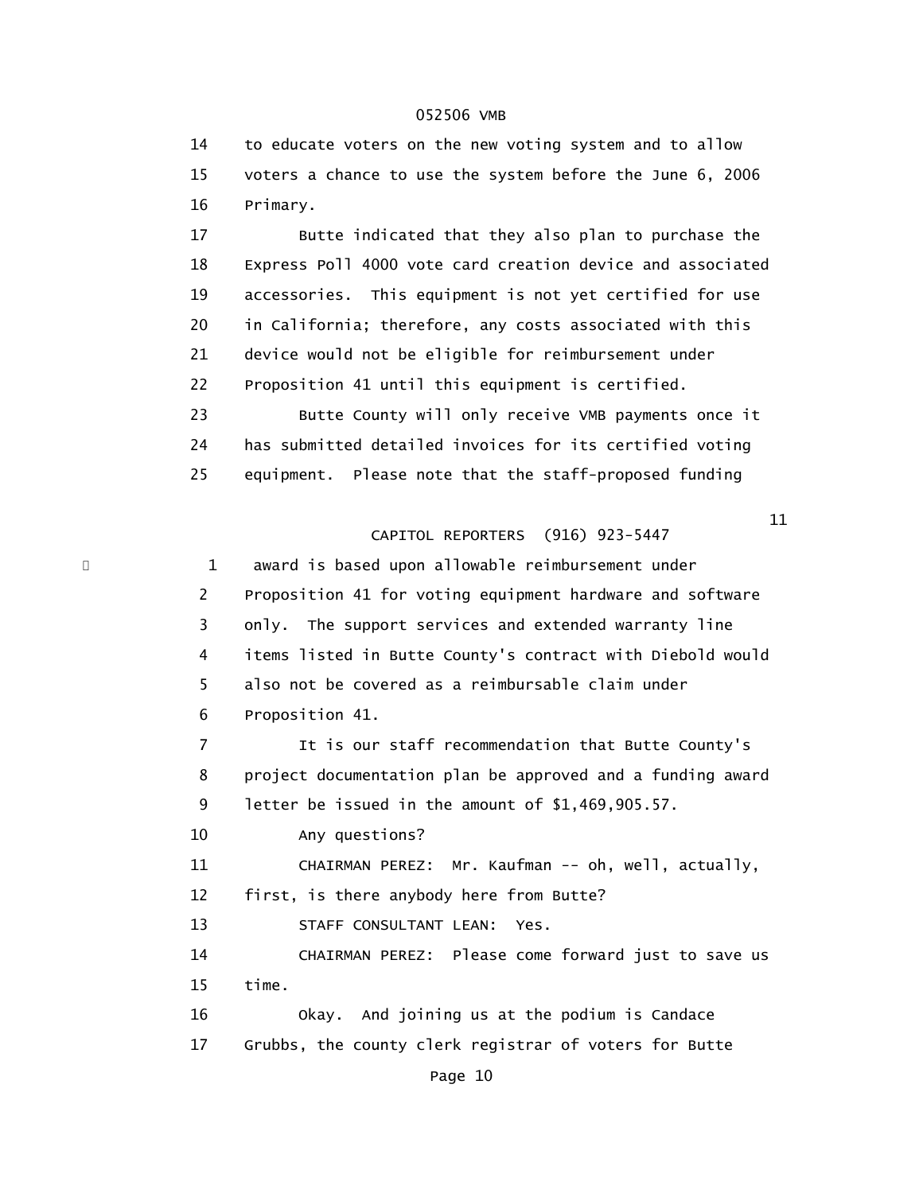to educate voters on the new voting system and to allow voters a chance to use the system before the June 6, 2006 Primary.

Butte indicated that they also plan to purchase the Express Poll 4000 vote card creation device and associated accessories. This equipment is not yet certified for use in California; therefore, any costs associated with this device would not be eligible for reimbursement under Proposition 41 until this equipment is certified.

Butte County will only receive VMB payments once it has submitted detailed invoices for its certified voting equipment. Please note that the staff-proposed funding award is based upon allowable reimbursement under Proposition 41 for voting equipment hardware and software only. The support services and extended warranty line items listed in Butte County's contract with Diebold would also not be covered as a reimbursable claim under Proposition 41.

It is our staff recommendation that Butte County's project documentation plan be approved and a funding award letter be issued in the amount of $1,469,905.57.

Any questions?

CHAIRMAN PEREZ: Mr. Kaufman -- oh, well, actually, first, is there anybody here from Butte?

STAFF CONSULTANT LEAN: Yes.

CHAIRMAN PEREZ: Please come forward just to save us time.

Okay. And joining us at the podium is Candace Grubbs, the county clerk registrar of voters for Butte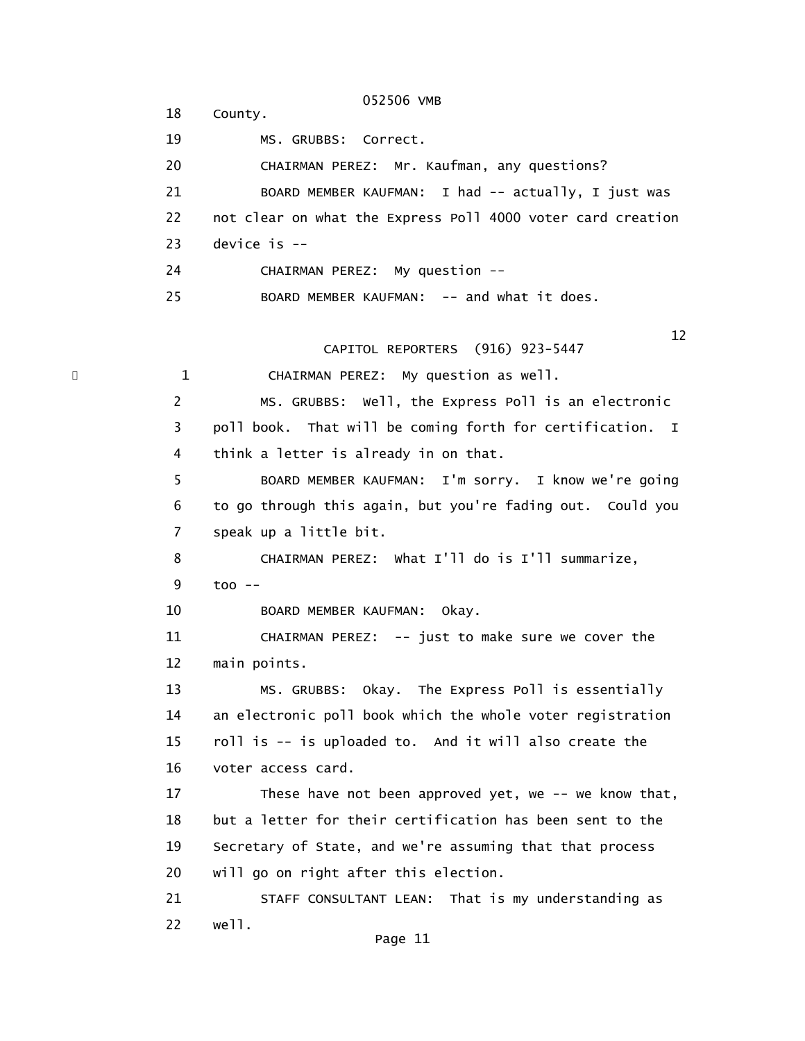18 County.

19 MS. GRUBBS: Correct.

20 CHAIRMAN PEREZ: Mr. Kaufman, any questions?

21 BOARD MEMBER KAUFMAN: I had -- actually, I just was

22 not clear on what the Express Poll 4000 voter card creation

23 device is --

24 CHAIRMAN PEREZ: My question --

25 BOARD MEMBER KAUFMAN: -- and what it does.

12

CAPITOL REPORTERS (916) 923-5447

1 CHAIRMAN PEREZ: My question as well.

2 MS. GRUBBS: Well, the Express Poll is an electronic

3 poll book. That will be coming forth for certification. I

4 think a letter is already in on that.

5 BOARD MEMBER KAUFMAN: I'm sorry. I know we're going

6 to go through this again, but you're fading out. Could you

7 speak up a little bit.

8 CHAIRMAN PEREZ: What I'll do is I'll summarize,

9 too --

10 BOARD MEMBER KAUFMAN: Okay.

11 CHAIRMAN PEREZ: -- just to make sure we cover the

12 main points.

13 MS. GRUBBS: Okay. The Express Poll is essentially

14 an electronic poll book which the whole voter registration

15 roll is -- is uploaded to. And it will also create the

16 voter access card.

17 These have not been approved yet, we -- we know that,

18 but a letter for their certification has been sent to the

19 Secretary of State, and we're assuming that that process

20 will go on right after this election.

21 STAFF CONSULTANT LEAN: That is my understanding as

22 well.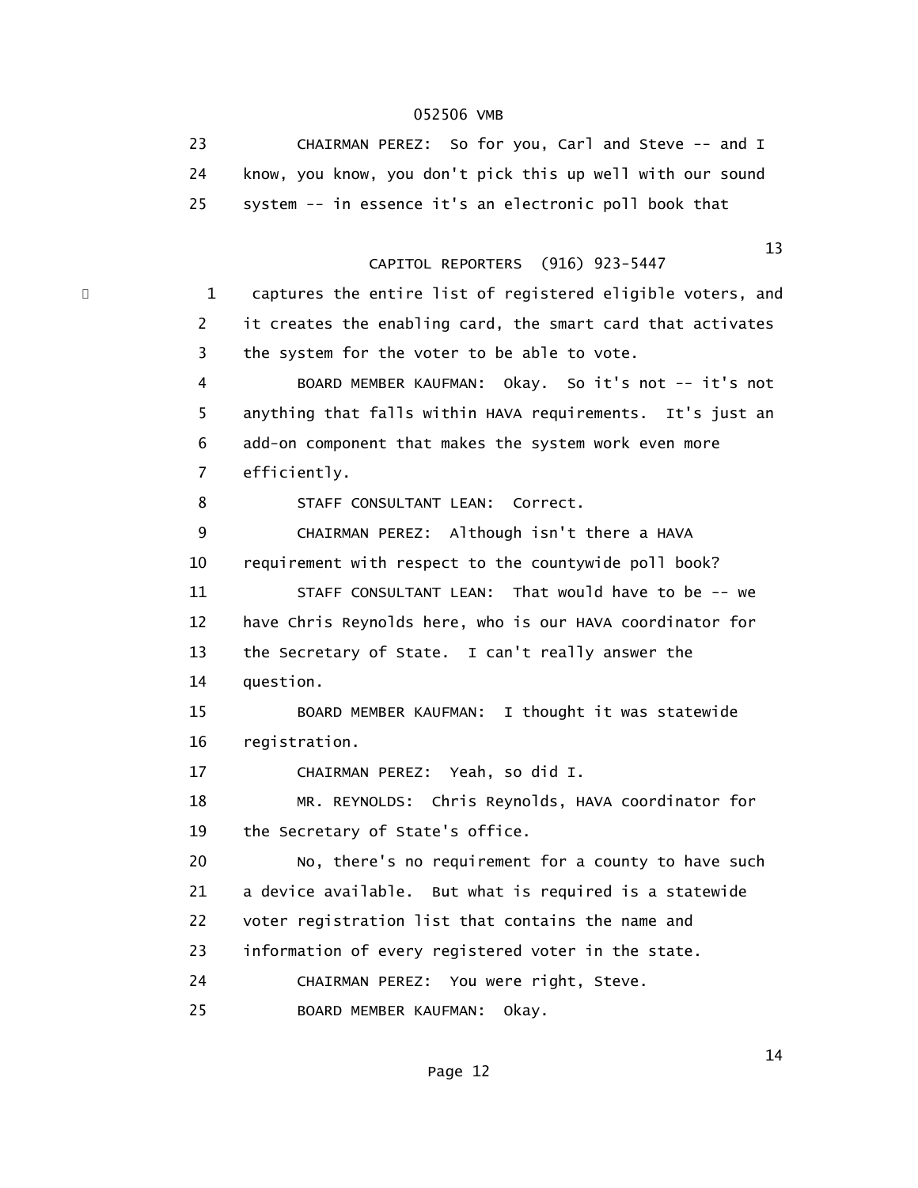23 CHAIRMAN PEREZ: So for you, Carl and Steve -- and I
24 know, you know, you don't pick this up well with our sound
25 system -- in essence it's an electronic poll book that

1 captures the entire list of registered eligible voters, and
2 it creates the enabling card, the smart card that activates
3 the system for the voter to be able to vote.
4 BOARD MEMBER KAUFMAN: Okay. So it's not -- it's not
5 anything that falls within HAVA requirements. It's just an
6 add-on component that makes the system work even more
7 efficiently.
8 STAFF CONSULTANT LEAN: Correct.
9 CHAIRMAN PEREZ: Although isn't there a HAVA
10 requirement with respect to the countywide poll book?
11 STAFF CONSULTANT LEAN: That would have to be -- we
12 have Chris Reynolds here, who is our HAVA coordinator for
13 the Secretary of State. I can't really answer the
14 question.
15 BOARD MEMBER KAUFMAN: I thought it was statewide
16 registration.
17 CHAIRMAN PEREZ: Yeah, so did I.
18 MR. REYNOLDS: Chris Reynolds, HAVA coordinator for
19 the Secretary of State's office.
20 No, there's no requirement for a county to have such
21 a device available. But what is required is a statewide
22 voter registration list that contains the name and
23 information of every registered voter in the state.
24 CHAIRMAN PEREZ: You were right, Steve.
25 BOARD MEMBER KAUFMAN: Okay.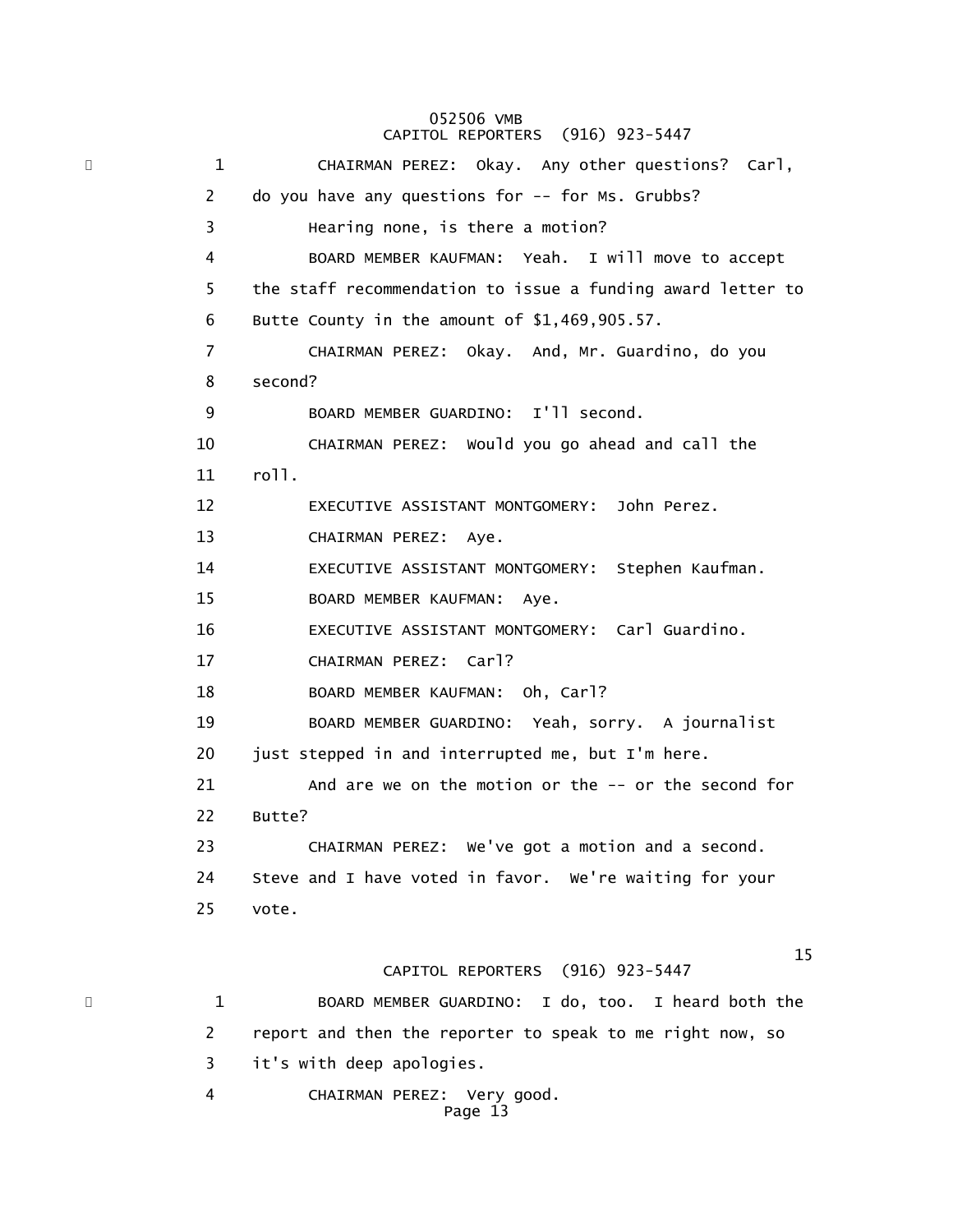1 CHAIRMAN PEREZ: Okay. Any other questions? Carl,
2 do you have any questions for -- for Ms. Grubbs?
3 Hearing none, is there a motion?
4 BOARD MEMBER KAUFMAN: Yeah. I will move to accept
5 the staff recommendation to issue a funding award letter to
6 Butte County in the amount of $1,469,905.57.
7 CHAIRMAN PEREZ: Okay. And, Mr. Guardino, do you
8 second?
9 BOARD MEMBER GUARDINO: I'll second.
10 CHAIRMAN PEREZ: Would you go ahead and call the
11 roll.
12 EXECUTIVE ASSISTANT MONTGOMERY: John Perez.
13 CHAIRMAN PEREZ: Aye.
14 EXECUTIVE ASSISTANT MONTGOMERY: Stephen Kaufman.
15 BOARD MEMBER KAUFMAN: Aye.
16 EXECUTIVE ASSISTANT MONTGOMERY: Carl Guardino.
17 CHAIRMAN PEREZ: Carl?
18 BOARD MEMBER KAUFMAN: Oh, Carl?
19 BOARD MEMBER GUARDINO: Yeah, sorry. A journalist
20 just stepped in and interrupted me, but I'm here.
21 And are we on the motion or the -- or the second for
22 Butte?
23 CHAIRMAN PEREZ: We've got a motion and a second.
24 Steve and I have voted in favor. We're waiting for your
25 vote.

1 BOARD MEMBER GUARDINO: I do, too. I heard both the
2 report and then the reporter to speak to me right now, so
3 it's with deep apologies.
4 CHAIRMAN PEREZ: Very good.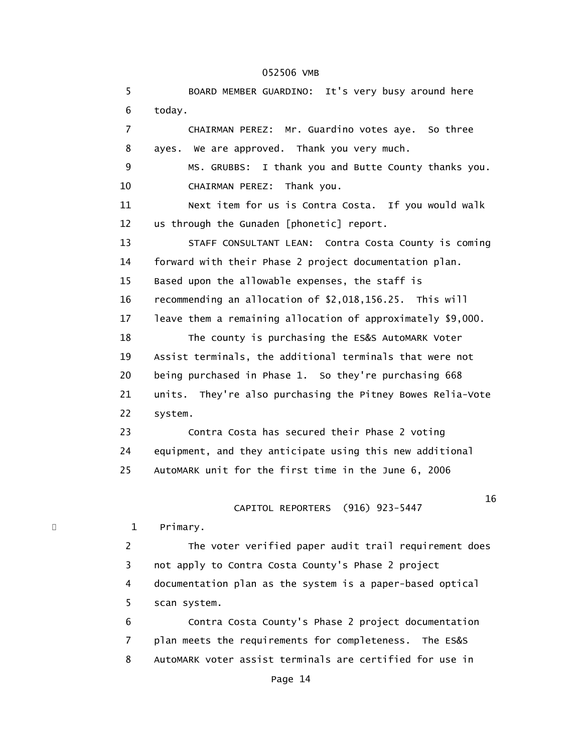5 BOARD MEMBER GUARDINO: It's very busy around here
6 today.
7 CHAIRMAN PEREZ: Mr. Guardino votes aye. So three
8 ayes. We are approved. Thank you very much.
9 MS. GRUBBS: I thank you and Butte County thanks you.
10 CHAIRMAN PEREZ: Thank you.
11 Next item for us is Contra Costa. If you would walk
12 us through the Gunaden [phonetic] report.
13 STAFF CONSULTANT LEAN: Contra Costa County is coming
14 forward with their Phase 2 project documentation plan.
15 Based upon the allowable expenses, the staff is
16 recommending an allocation of $2,018,156.25. This will
17 leave them a remaining allocation of approximately $9,000.
18 The county is purchasing the ES&S AutoMARK Voter
19 Assist terminals, the additional terminals that were not
20 being purchased in Phase 1. So they're purchasing 668
21 units. They're also purchasing the Pitney Bowes Relia-Vote
22 system.
23 Contra Costa has secured their Phase 2 voting
24 equipment, and they anticipate using this new additional
25 AutoMARK unit for the first time in the June 6, 2006

1 Primary.
2 The voter verified paper audit trail requirement does
3 not apply to Contra Costa County's Phase 2 project
4 documentation plan as the system is a paper-based optical
5 scan system.
6 Contra Costa County's Phase 2 project documentation
7 plan meets the requirements for completeness. The ES&S
8 AutoMARK voter assist terminals are certified for use in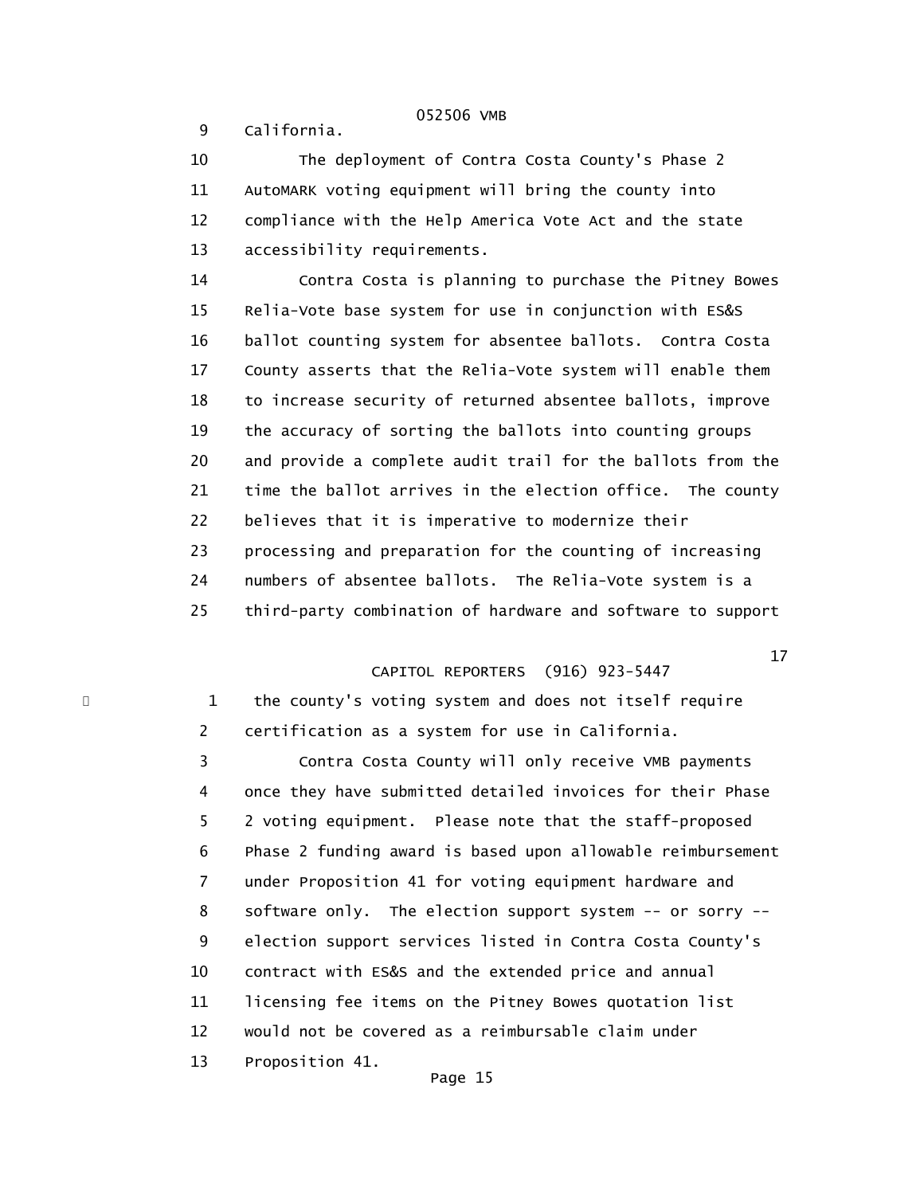9 California.

10 The deployment of Contra Costa County's Phase 2
11 AutoMARK voting equipment will bring the county into
12 compliance with the Help America Vote Act and the state
13 accessibility requirements.

14 Contra Costa is planning to purchase the Pitney Bowes
15 Relia-Vote base system for use in conjunction with ES&S
16 ballot counting system for absentee ballots. Contra Costa
17 County asserts that the Relia-Vote system will enable them
18 to increase security of returned absentee ballots, improve
19 the accuracy of sorting the ballots into counting groups
20 and provide a complete audit trail for the ballots from the
21 time the ballot arrives in the election office. The county
22 believes that it is imperative to modernize their
23 processing and preparation for the counting of increasing
24 numbers of absentee ballots. The Relia-Vote system is a
25 third-party combination of hardware and software to support

1 the county's voting system and does not itself require
2 certification as a system for use in California.

3 Contra Costa County will only receive VMB payments
4 once they have submitted detailed invoices for their Phase
5 2 voting equipment. Please note that the staff-proposed
6 Phase 2 funding award is based upon allowable reimbursement
7 under Proposition 41 for voting equipment hardware and
8 software only. The election support system -- or sorry --
9 election support services listed in Contra Costa County's
10 contract with ES&S and the extended price and annual
11 licensing fee items on the Pitney Bowes quotation list
12 would not be covered as a reimbursable claim under
13 Proposition 41.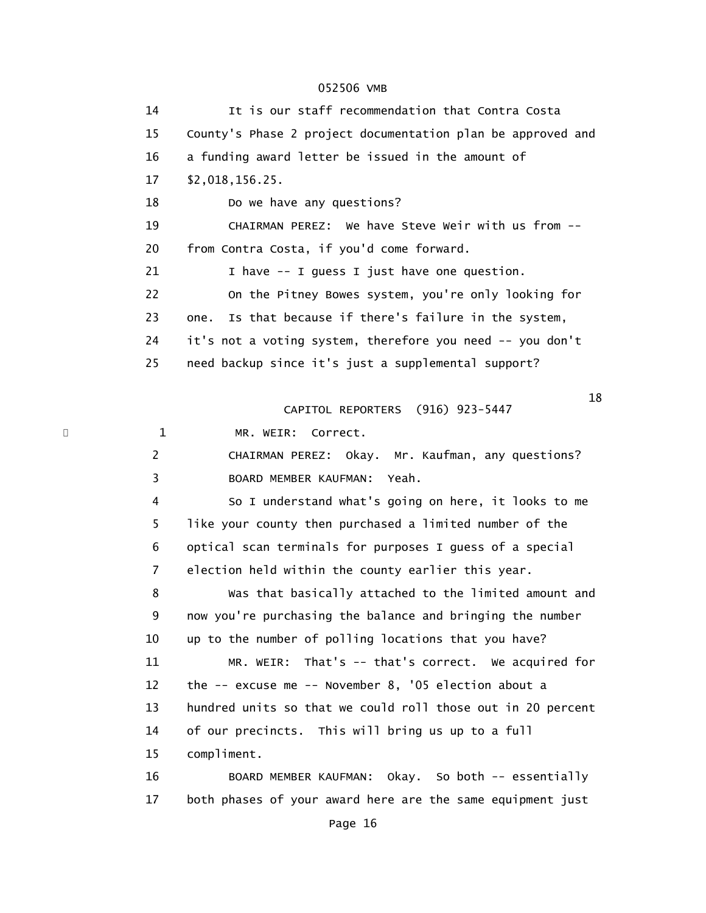14 It is our staff recommendation that Contra Costa
15 County's Phase 2 project documentation plan be approved and
16 a funding award letter be issued in the amount of
17 $2,018,156.25.
18 Do we have any questions?
19 CHAIRMAN PEREZ: We have Steve Weir with us from --
20 from Contra Costa, if you'd come forward.
21 I have -- I guess I just have one question.
22 On the Pitney Bowes system, you're only looking for
23 one. Is that because if there's failure in the system,
24 it's not a voting system, therefore you need -- you don't
25 need backup since it's just a supplemental support?

1 MR. WEIR: Correct.
2 CHAIRMAN PEREZ: Okay. Mr. Kaufman, any questions?
3 BOARD MEMBER KAUFMAN: Yeah.
4 So I understand what's going on here, it looks to me
5 like your county then purchased a limited number of the
6 optical scan terminals for purposes I guess of a special
7 election held within the county earlier this year.
8 Was that basically attached to the limited amount and
9 now you're purchasing the balance and bringing the number
10 up to the number of polling locations that you have?
11 MR. WEIR: That's -- that's correct. We acquired for
12 the -- excuse me -- November 8, '05 election about a
13 hundred units so that we could roll those out in 20 percent
14 of our precincts. This will bring us up to a full
15 compliment.
16 BOARD MEMBER KAUFMAN: Okay. So both -- essentially
17 both phases of your award here are the same equipment just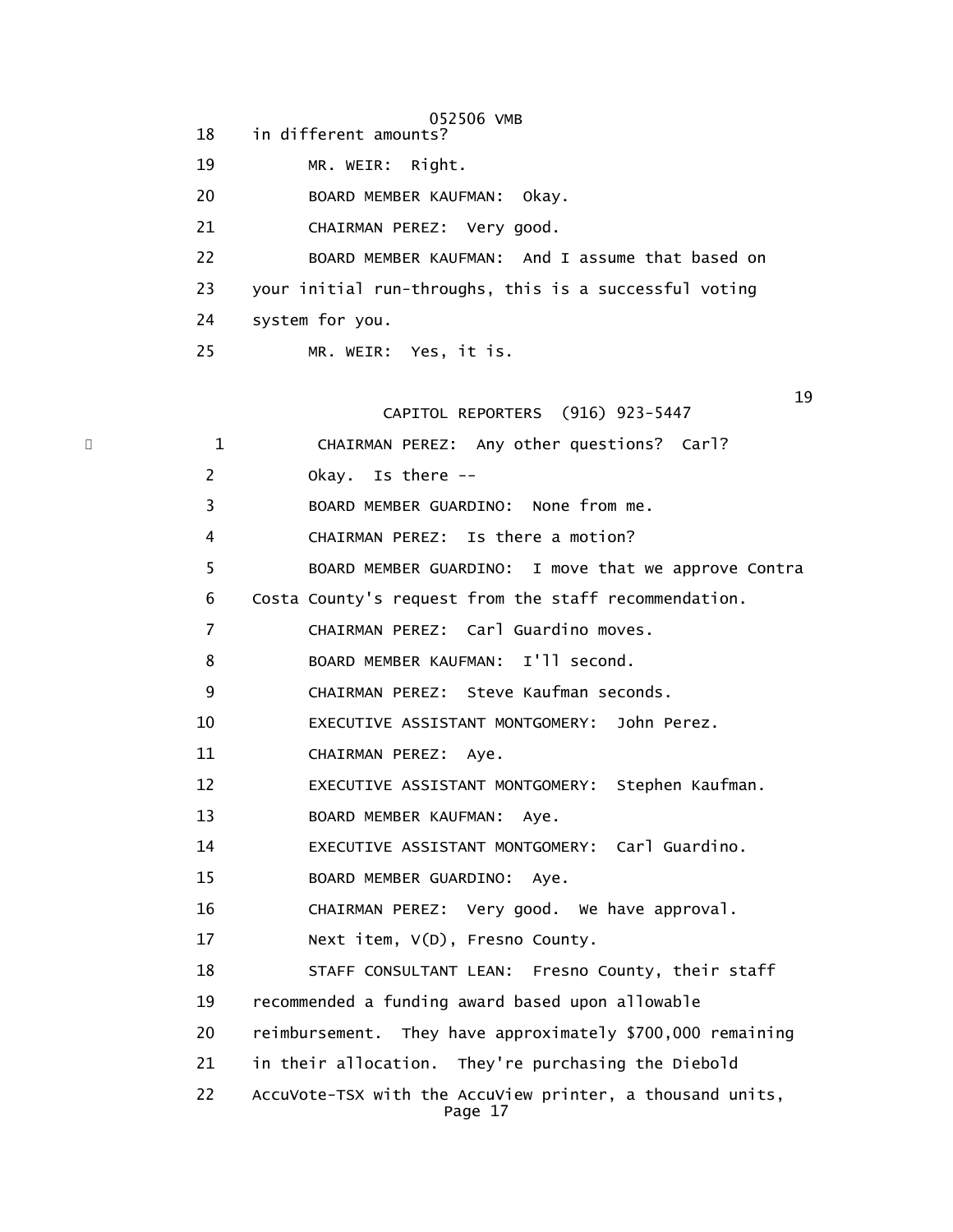18 in different amounts?

19 MR. WEIR: Right.

20 BOARD MEMBER KAUFMAN: Okay.

21 CHAIRMAN PEREZ: Very good.

22 BOARD MEMBER KAUFMAN: And I assume that based on

23 your initial run-throughs, this is a successful voting

24 system for you.

25 MR. WEIR: Yes, it is.

1 CHAIRMAN PEREZ: Any other questions? Carl?

2 Okay. Is there --

3 BOARD MEMBER GUARDINO: None from me.

4 CHAIRMAN PEREZ: Is there a motion?

5 BOARD MEMBER GUARDINO: I move that we approve Contra

6 Costa County's request from the staff recommendation.

7 CHAIRMAN PEREZ: Carl Guardino moves.

8 BOARD MEMBER KAUFMAN: I'll second.

9 CHAIRMAN PEREZ: Steve Kaufman seconds.

10 EXECUTIVE ASSISTANT MONTGOMERY: John Perez.

11 CHAIRMAN PEREZ: Aye.

12 EXECUTIVE ASSISTANT MONTGOMERY: Stephen Kaufman.

13 BOARD MEMBER KAUFMAN: Aye.

14 EXECUTIVE ASSISTANT MONTGOMERY: Carl Guardino.

15 BOARD MEMBER GUARDINO: Aye.

16 CHAIRMAN PEREZ: Very good. We have approval.

17 Next item, V(D), Fresno County.

18 STAFF CONSULTANT LEAN: Fresno County, their staff

19 recommended a funding award based upon allowable

20 reimbursement. They have approximately $700,000 remaining

21 in their allocation. They're purchasing the Diebold

22 AccuVote-TSX with the AccuView printer, a thousand units,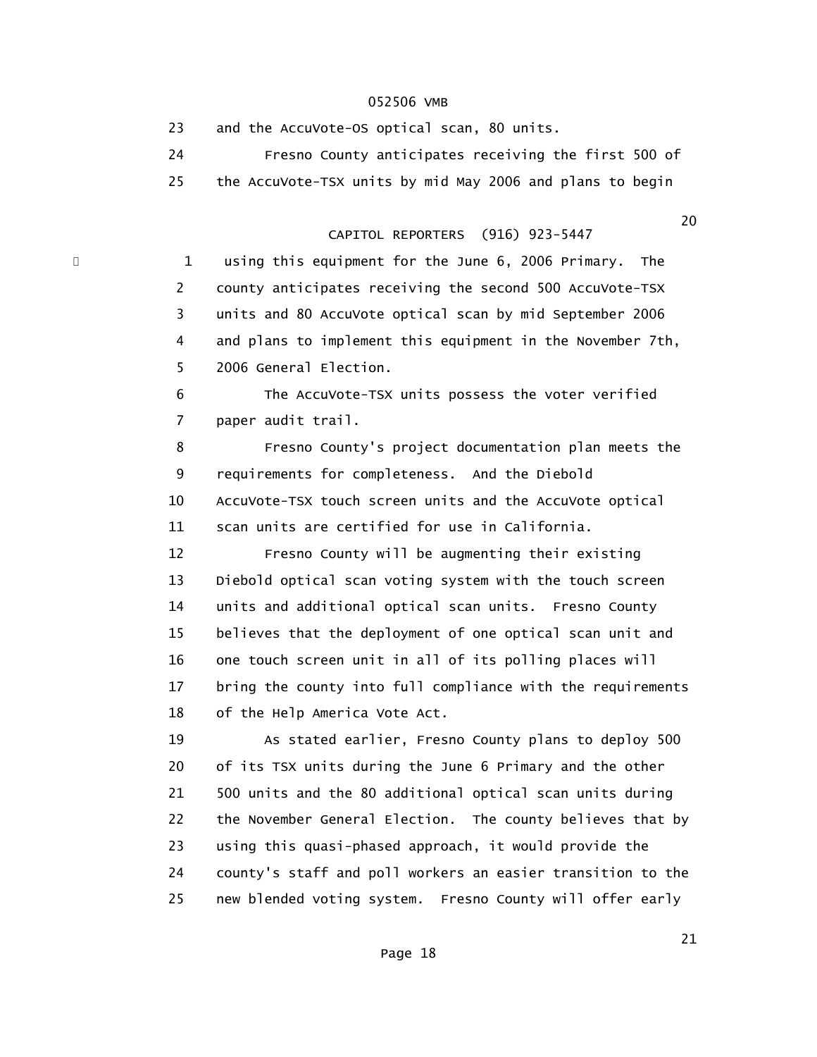23 and the AccuVote-OS optical scan, 80 units.

24 Fresno County anticipates receiving the first 500 of

25 the AccuVote-TSX units by mid May 2006 and plans to begin

1 using this equipment for the June 6, 2006 Primary. The

2 county anticipates receiving the second 500 AccuVote-TSX

3 units and 80 AccuVote optical scan by mid September 2006

4 and plans to implement this equipment in the November 7th,

5 2006 General Election.

6 The AccuVote-TSX units possess the voter verified

7 paper audit trail.

8 Fresno County's project documentation plan meets the

9 requirements for completeness. And the Diebold

10 AccuVote-TSX touch screen units and the AccuVote optical

11 scan units are certified for use in California.

12 Fresno County will be augmenting their existing

13 Diebold optical scan voting system with the touch screen

14 units and additional optical scan units. Fresno County

15 believes that the deployment of one optical scan unit and

16 one touch screen unit in all of its polling places will

17 bring the county into full compliance with the requirements

18 of the Help America Vote Act.

19 As stated earlier, Fresno County plans to deploy 500

20 of its TSX units during the June 6 Primary and the other

21 500 units and the 80 additional optical scan units during

22 the November General Election. The county believes that by

23 using this quasi-phased approach, it would provide the

24 county's staff and poll workers an easier transition to the

25 new blended voting system. Fresno County will offer early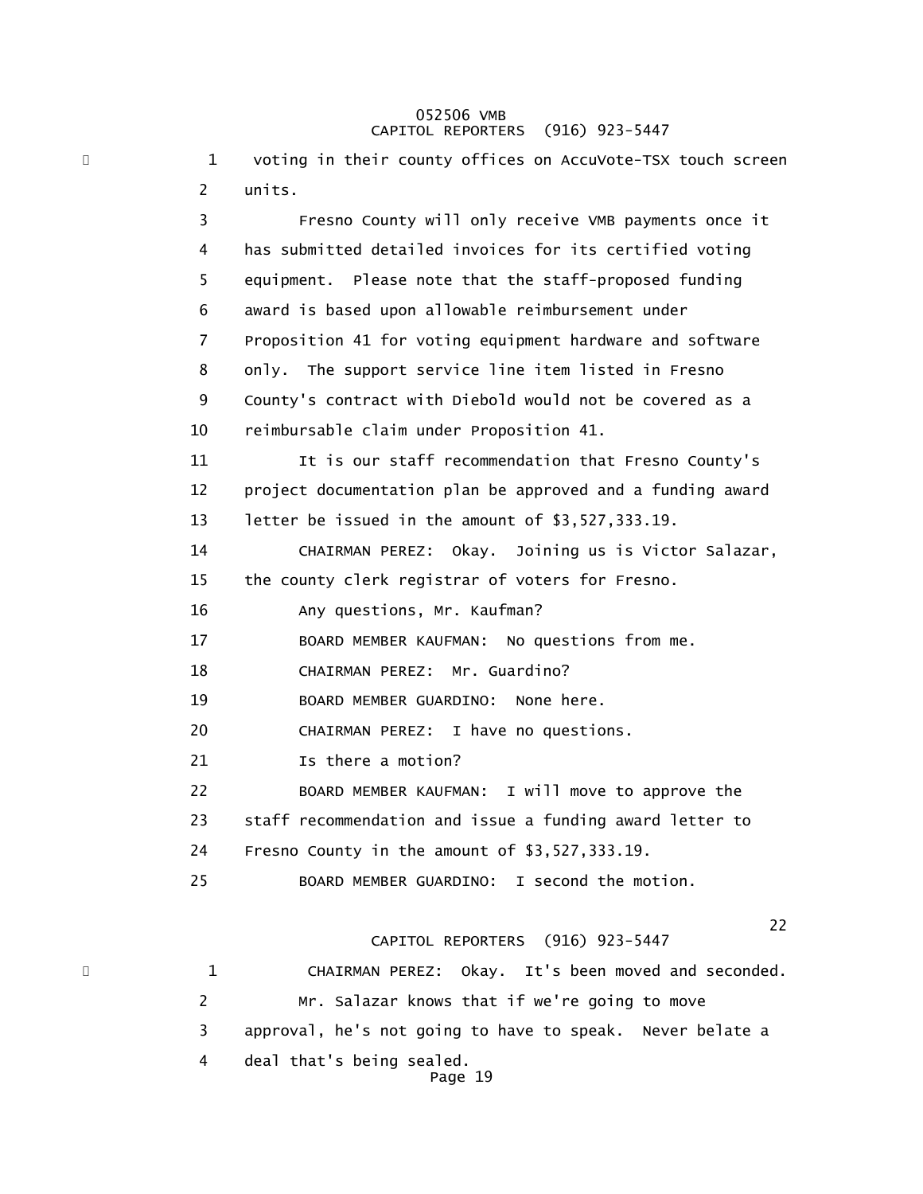voting in their county offices on AccuVote-TSX touch screen units.

Fresno County will only receive VMB payments once it has submitted detailed invoices for its certified voting equipment. Please note that the staff-proposed funding award is based upon allowable reimbursement under Proposition 41 for voting equipment hardware and software only. The support service line item listed in Fresno County's contract with Diebold would not be covered as a reimbursable claim under Proposition 41.

It is our staff recommendation that Fresno County's project documentation plan be approved and a funding award letter be issued in the amount of $3,527,333.19.

CHAIRMAN PEREZ: Okay. Joining us is Victor Salazar, the county clerk registrar of voters for Fresno.

Any questions, Mr. Kaufman?

BOARD MEMBER KAUFMAN: No questions from me.

CHAIRMAN PEREZ: Mr. Guardino?

BOARD MEMBER GUARDINO: None here.

CHAIRMAN PEREZ: I have no questions.

Is there a motion?

BOARD MEMBER KAUFMAN: I will move to approve the staff recommendation and issue a funding award letter to Fresno County in the amount of $3,527,333.19.

BOARD MEMBER GUARDINO: I second the motion.

CHAIRMAN PEREZ: Okay. It's been moved and seconded.

Mr. Salazar knows that if we're going to move approval, he's not going to have to speak. Never belate a deal that's being sealed.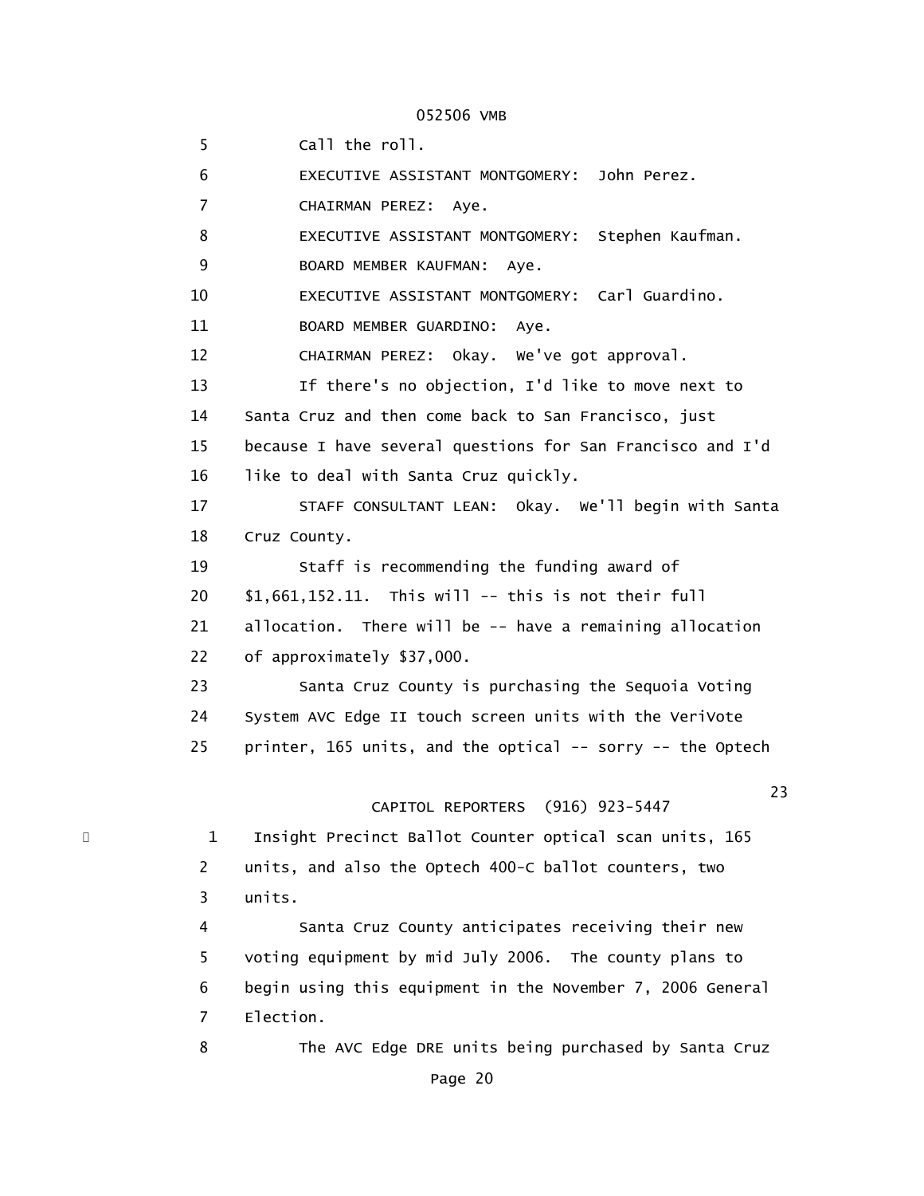5 Call the roll.

6 EXECUTIVE ASSISTANT MONTGOMERY: John Perez.

7 CHAIRMAN PEREZ: Aye.

8 EXECUTIVE ASSISTANT MONTGOMERY: Stephen Kaufman.

9 BOARD MEMBER KAUFMAN: Aye.

10 EXECUTIVE ASSISTANT MONTGOMERY: Carl Guardino.

11 BOARD MEMBER GUARDINO: Aye.

12 CHAIRMAN PEREZ: Okay. We've got approval.

13 If there's no objection, I'd like to move next to

14 Santa Cruz and then come back to San Francisco, just

15 because I have several questions for San Francisco and I'd

16 like to deal with Santa Cruz quickly.

17 STAFF CONSULTANT LEAN: Okay. We'll begin with Santa

18 Cruz County.

19 Staff is recommending the funding award of

20 $1,661,152.11. This will -- this is not their full

21 allocation. There will be -- have a remaining allocation

22 of approximately $37,000.

23 Santa Cruz County is purchasing the Sequoia Voting

24 System AVC Edge II touch screen units with the VeriVote

25 printer, 165 units, and the optical -- sorry -- the Optech

23

CAPITOL REPORTERS (916) 923-5447

1 Insight Precinct Ballot Counter optical scan units, 165

2 units, and also the Optech 400-C ballot counters, two

3 units.

4 Santa Cruz County anticipates receiving their new

5 voting equipment by mid July 2006. The county plans to

6 begin using this equipment in the November 7, 2006 General

7 Election.

8 The AVC Edge DRE units being purchased by Santa Cruz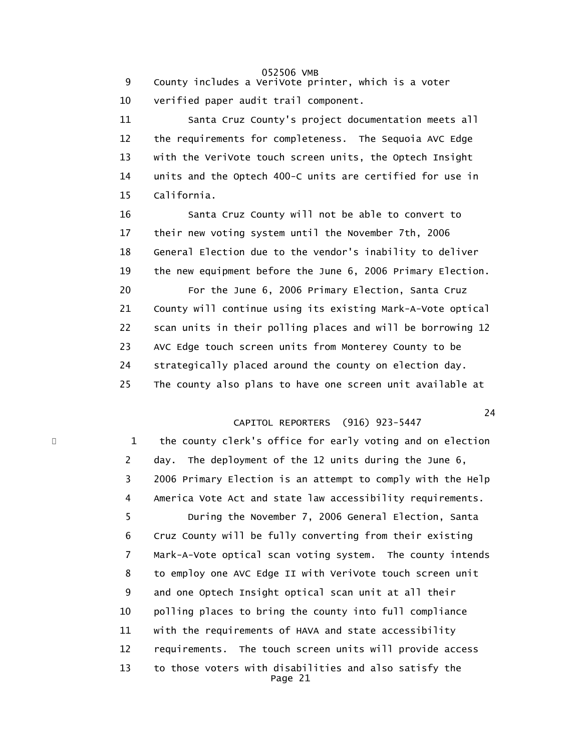County includes a VeriVote printer, which is a voter verified paper audit trail component.

Santa Cruz County's project documentation meets all the requirements for completeness. The Sequoia AVC Edge with the VeriVote touch screen units, the Optech Insight units and the Optech 400-C units are certified for use in California.

Santa Cruz County will not be able to convert to their new voting system until the November 7th, 2006 General Election due to the vendor's inability to deliver the new equipment before the June 6, 2006 Primary Election.

For the June 6, 2006 Primary Election, Santa Cruz County will continue using its existing Mark-A-Vote optical scan units in their polling places and will be borrowing 12 AVC Edge touch screen units from Monterey County to be strategically placed around the county on election day. The county also plans to have one screen unit available at the county clerk's office for early voting and on election day. The deployment of the 12 units during the June 6, 2006 Primary Election is an attempt to comply with the Help America Vote Act and state law accessibility requirements.

During the November 7, 2006 General Election, Santa Cruz County will be fully converting from their existing Mark-A-Vote optical scan voting system. The county intends to employ one AVC Edge II with VeriVote touch screen unit and one Optech Insight optical scan unit at all their polling places to bring the county into full compliance with the requirements of HAVA and state accessibility requirements. The touch screen units will provide access to those voters with disabilities and also satisfy the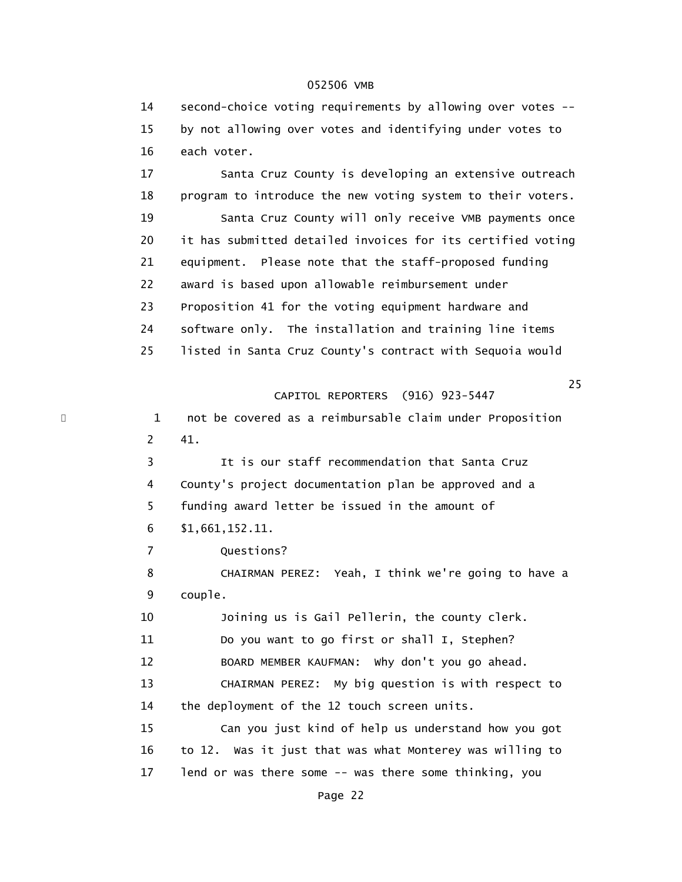14 second-choice voting requirements by allowing over votes --
15 by not allowing over votes and identifying under votes to
16 each voter.

17 Santa Cruz County is developing an extensive outreach
18 program to introduce the new voting system to their voters.

19 Santa Cruz County will only receive VMB payments once
20 it has submitted detailed invoices for its certified voting
21 equipment. Please note that the staff-proposed funding
22 award is based upon allowable reimbursement under
23 Proposition 41 for the voting equipment hardware and
24 software only. The installation and training line items
25 listed in Santa Cruz County's contract with Sequoia would

25

CAPITOL REPORTERS (916) 923-5447

1 not be covered as a reimbursable claim under Proposition
2 41.

3 It is our staff recommendation that Santa Cruz
4 County's project documentation plan be approved and a
5 funding award letter be issued in the amount of
6 $1,661,152.11.

7 Questions?

8 CHAIRMAN PEREZ: Yeah, I think we're going to have a
9 couple.

10 Joining us is Gail Pellerin, the county clerk.

11 Do you want to go first or shall I, Stephen?

12 BOARD MEMBER KAUFMAN: Why don't you go ahead.

13 CHAIRMAN PEREZ: My big question is with respect to
14 the deployment of the 12 touch screen units.

15 Can you just kind of help us understand how you got
16 to 12. Was it just that was what Monterey was willing to
17 lend or was there some -- was there some thinking, you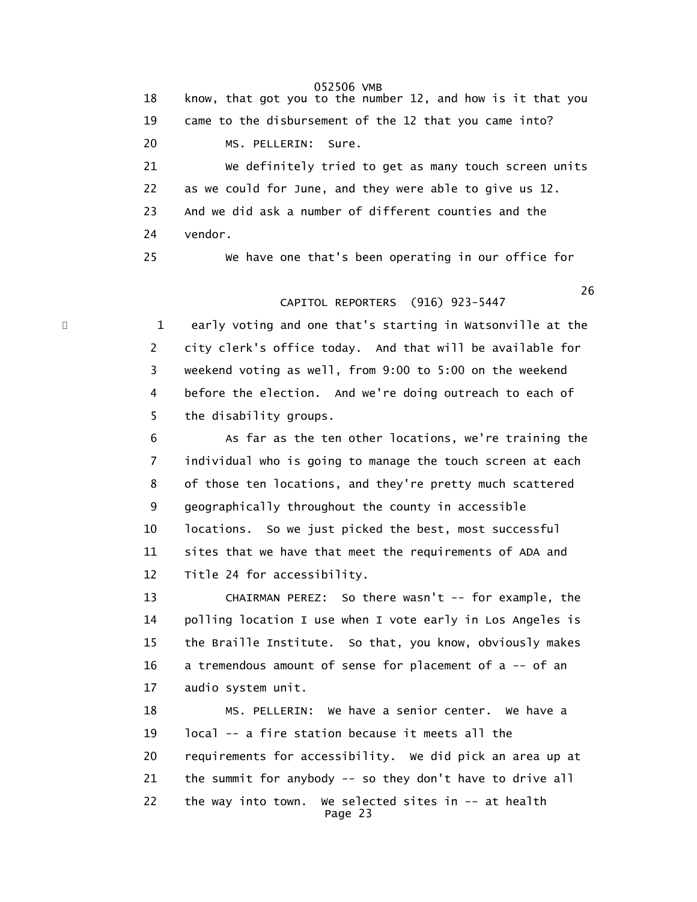18 know, that got you to the number 12, and how is it that you
19 came to the disbursement of the 12 that you came into?
20 MS. PELLERIN: Sure.
21 We definitely tried to get as many touch screen units
22 as we could for June, and they were able to give us 12.
23 And we did ask a number of different counties and the
24 vendor.
25 We have one that's been operating in our office for

26

CAPITOL REPORTERS (916) 923-5447

1 early voting and one that's starting in Watsonville at the
2 city clerk's office today. And that will be available for
3 weekend voting as well, from 9:00 to 5:00 on the weekend
4 before the election. And we're doing outreach to each of
5 the disability groups.
6 As far as the ten other locations, we're training the
7 individual who is going to manage the touch screen at each
8 of those ten locations, and they're pretty much scattered
9 geographically throughout the county in accessible
10 locations. So we just picked the best, most successful
11 sites that we have that meet the requirements of ADA and
12 Title 24 for accessibility.
13 CHAIRMAN PEREZ: So there wasn't -- for example, the
14 polling location I use when I vote early in Los Angeles is
15 the Braille Institute. So that, you know, obviously makes
16 a tremendous amount of sense for placement of a -- of an
17 audio system unit.
18 MS. PELLERIN: We have a senior center. We have a
19 local -- a fire station because it meets all the
20 requirements for accessibility. We did pick an area up at
21 the summit for anybody -- so they don't have to drive all
22 the way into town. We selected sites in -- at health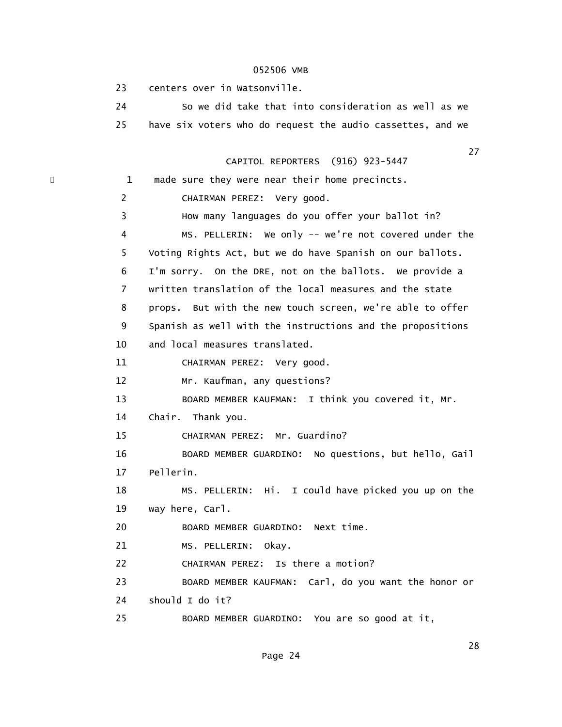23 centers over in Watsonville.

24 So we did take that into consideration as well as we

25 have six voters who do request the audio cassettes, and we

1 made sure they were near their home precincts.

2 CHAIRMAN PEREZ: Very good.

3 How many languages do you offer your ballot in?

4 MS. PELLERIN: We only -- we're not covered under the

5 Voting Rights Act, but we do have Spanish on our ballots.

6 I'm sorry. On the DRE, not on the ballots. We provide a

7 written translation of the local measures and the state

8 props. But with the new touch screen, we're able to offer

9 Spanish as well with the instructions and the propositions

10 and local measures translated.

11 CHAIRMAN PEREZ: Very good.

12 Mr. Kaufman, any questions?

13 BOARD MEMBER KAUFMAN: I think you covered it, Mr.

14 Chair. Thank you.

15 CHAIRMAN PEREZ: Mr. Guardino?

16 BOARD MEMBER GUARDINO: No questions, but hello, Gail

17 Pellerin.

18 MS. PELLERIN: Hi. I could have picked you up on the

19 way here, Carl.

20 BOARD MEMBER GUARDINO: Next time.

21 MS. PELLERIN: Okay.

22 CHAIRMAN PEREZ: Is there a motion?

23 BOARD MEMBER KAUFMAN: Carl, do you want the honor or

24 should I do it?

25 BOARD MEMBER GUARDINO: You are so good at it,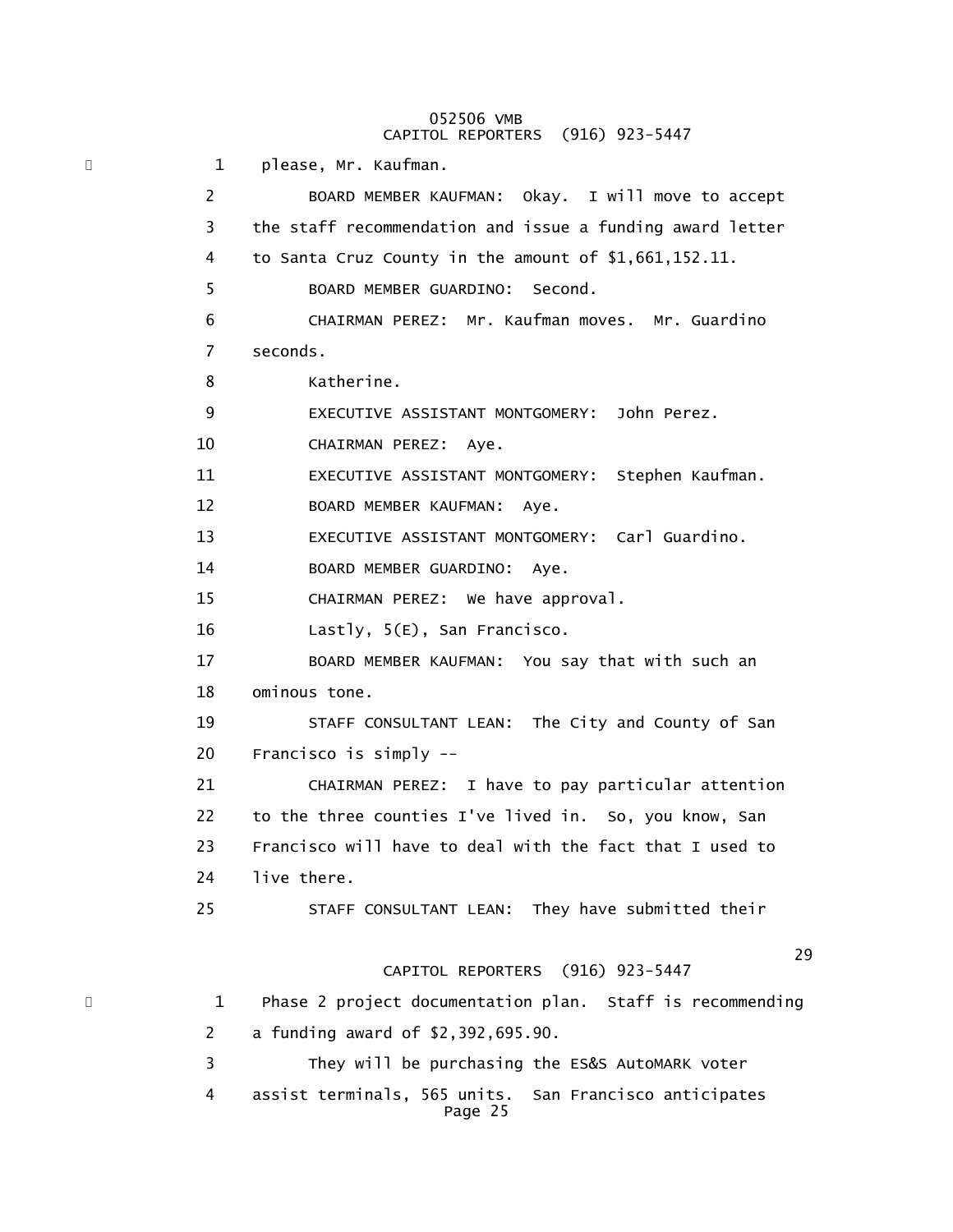please, Mr. Kaufman.

BOARD MEMBER KAUFMAN: Okay. I will move to accept the staff recommendation and issue a funding award letter to Santa Cruz County in the amount of $1,661,152.11.

BOARD MEMBER GUARDINO: Second.

CHAIRMAN PEREZ: Mr. Kaufman moves. Mr. Guardino seconds.

Katherine.

EXECUTIVE ASSISTANT MONTGOMERY: John Perez.

CHAIRMAN PEREZ: Aye.

EXECUTIVE ASSISTANT MONTGOMERY: Stephen Kaufman.

BOARD MEMBER KAUFMAN: Aye.

EXECUTIVE ASSISTANT MONTGOMERY: Carl Guardino.

BOARD MEMBER GUARDINO: Aye.

CHAIRMAN PEREZ: We have approval.

Lastly, 5(E), San Francisco.

BOARD MEMBER KAUFMAN: You say that with such an ominous tone.

STAFF CONSULTANT LEAN: The City and County of San Francisco is simply --

CHAIRMAN PEREZ: I have to pay particular attention to the three counties I've lived in. So, you know, San Francisco will have to deal with the fact that I used to live there.

STAFF CONSULTANT LEAN: They have submitted their Phase 2 project documentation plan. Staff is recommending a funding award of $2,392,695.90.

They will be purchasing the ES&S AutoMARK voter assist terminals, 565 units. San Francisco anticipates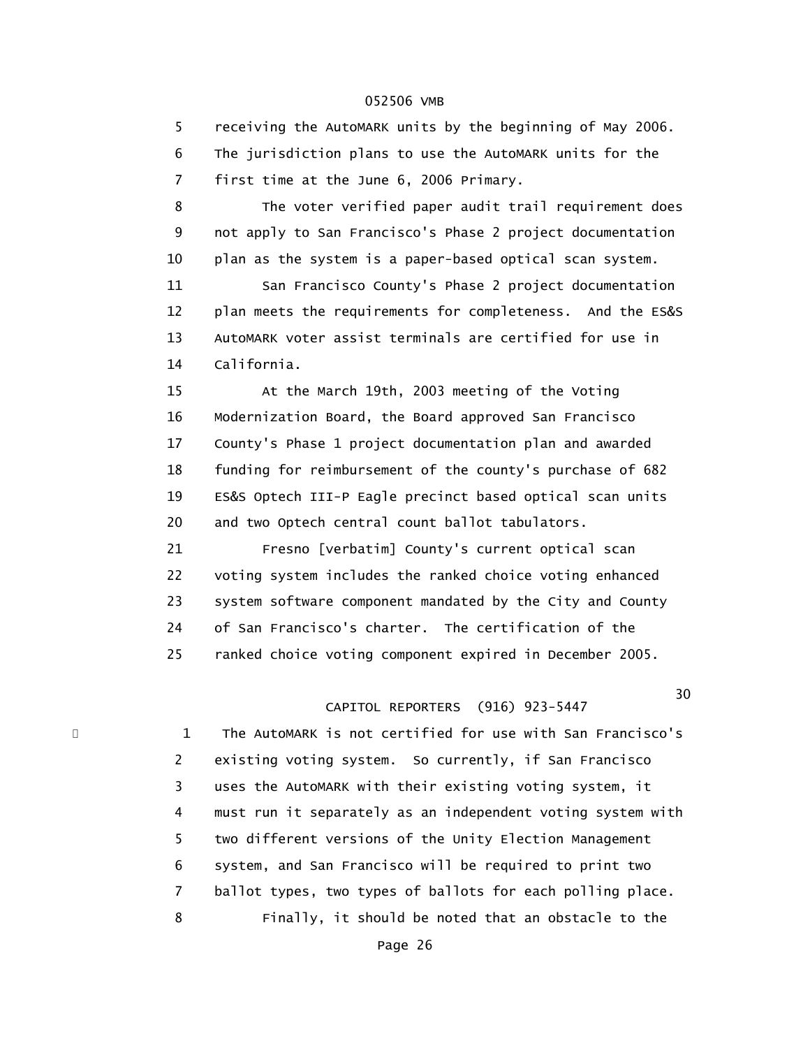receiving the AutoMARK units by the beginning of May 2006. The jurisdiction plans to use the AutoMARK units for the first time at the June 6, 2006 Primary.

The voter verified paper audit trail requirement does not apply to San Francisco's Phase 2 project documentation plan as the system is a paper-based optical scan system.

San Francisco County's Phase 2 project documentation plan meets the requirements for completeness. And the ES&S AutoMARK voter assist terminals are certified for use in California.

At the March 19th, 2003 meeting of the Voting Modernization Board, the Board approved San Francisco County's Phase 1 project documentation plan and awarded funding for reimbursement of the county's purchase of 682 ES&S Optech III-P Eagle precinct based optical scan units and two Optech central count ballot tabulators.

Fresno [verbatim] County's current optical scan voting system includes the ranked choice voting enhanced system software component mandated by the City and County of San Francisco's charter. The certification of the ranked choice voting component expired in December 2005.

The AutoMARK is not certified for use with San Francisco's existing voting system. So currently, if San Francisco uses the AutoMARK with their existing voting system, it must run it separately as an independent voting system with two different versions of the Unity Election Management system, and San Francisco will be required to print two ballot types, two types of ballots for each polling place.

Finally, it should be noted that an obstacle to the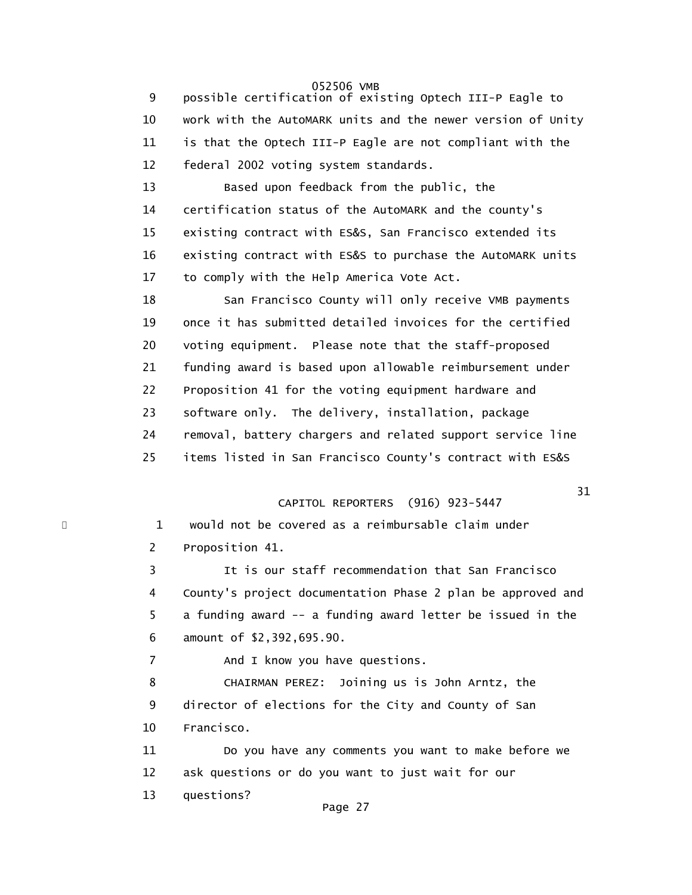9 possible certification of existing Optech III-P Eagle to
10 work with the AutoMARK units and the newer version of Unity
11 is that the Optech III-P Eagle are not compliant with the
12 federal 2002 voting system standards.

13 Based upon feedback from the public, the
14 certification status of the AutoMARK and the county's
15 existing contract with ES&S, San Francisco extended its
16 existing contract with ES&S to purchase the AutoMARK units
17 to comply with the Help America Vote Act.

18 San Francisco County will only receive VMB payments
19 once it has submitted detailed invoices for the certified
20 voting equipment. Please note that the staff-proposed
21 funding award is based upon allowable reimbursement under
22 Proposition 41 for the voting equipment hardware and
23 software only. The delivery, installation, package
24 removal, battery chargers and related support service line
25 items listed in San Francisco County's contract with ES&S

1 would not be covered as a reimbursable claim under
2 Proposition 41.

3 It is our staff recommendation that San Francisco
4 County's project documentation Phase 2 plan be approved and
5 a funding award -- a funding award letter be issued in the
6 amount of $2,392,695.90.

7 And I know you have questions.

8 CHAIRMAN PEREZ: Joining us is John Arntz, the
9 director of elections for the City and County of San
10 Francisco.

11 Do you have any comments you want to make before we
12 ask questions or do you want to just wait for our
13 questions?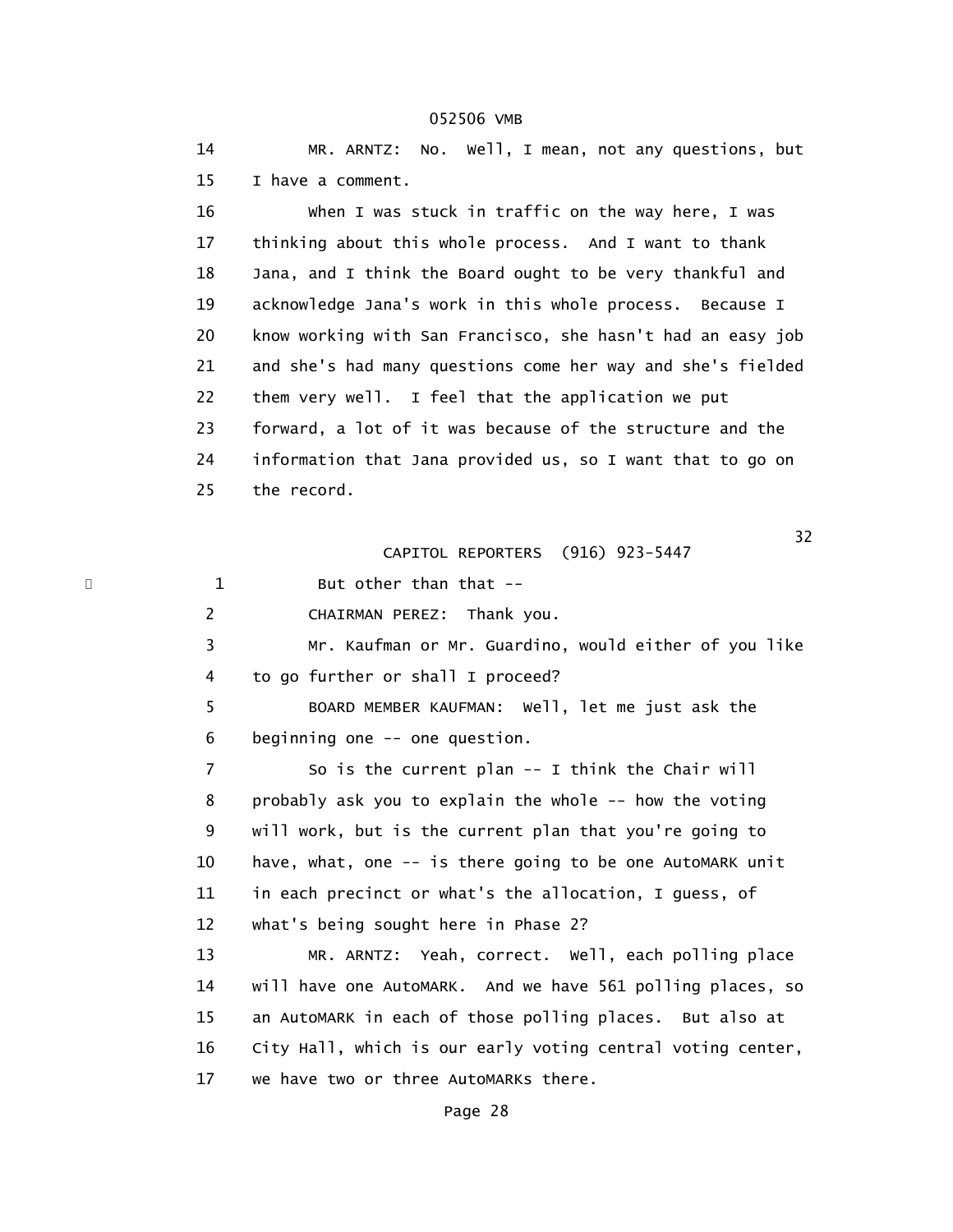14 MR. ARNTZ: No. Well, I mean, not any questions, but
15 I have a comment.
16 When I was stuck in traffic on the way here, I was
17 thinking about this whole process. And I want to thank
18 Jana, and I think the Board ought to be very thankful and
19 acknowledge Jana's work in this whole process. Because I
20 know working with San Francisco, she hasn't had an easy job
21 and she's had many questions come her way and she's fielded
22 them very well. I feel that the application we put
23 forward, a lot of it was because of the structure and the
24 information that Jana provided us, so I want that to go on
25 the record.

32

1 But other than that --
2 CHAIRMAN PEREZ: Thank you.
3 Mr. Kaufman or Mr. Guardino, would either of you like
4 to go further or shall I proceed?
5 BOARD MEMBER KAUFMAN: Well, let me just ask the
6 beginning one -- one question.
7 So is the current plan -- I think the Chair will
8 probably ask you to explain the whole -- how the voting
9 will work, but is the current plan that you're going to
10 have, what, one -- is there going to be one AutoMARK unit
11 in each precinct or what's the allocation, I guess, of
12 what's being sought here in Phase 2?
13 MR. ARNTZ: Yeah, correct. Well, each polling place
14 will have one AutoMARK. And we have 561 polling places, so
15 an AutoMARK in each of those polling places. But also at
16 City Hall, which is our early voting central voting center,
17 we have two or three AutoMARKs there.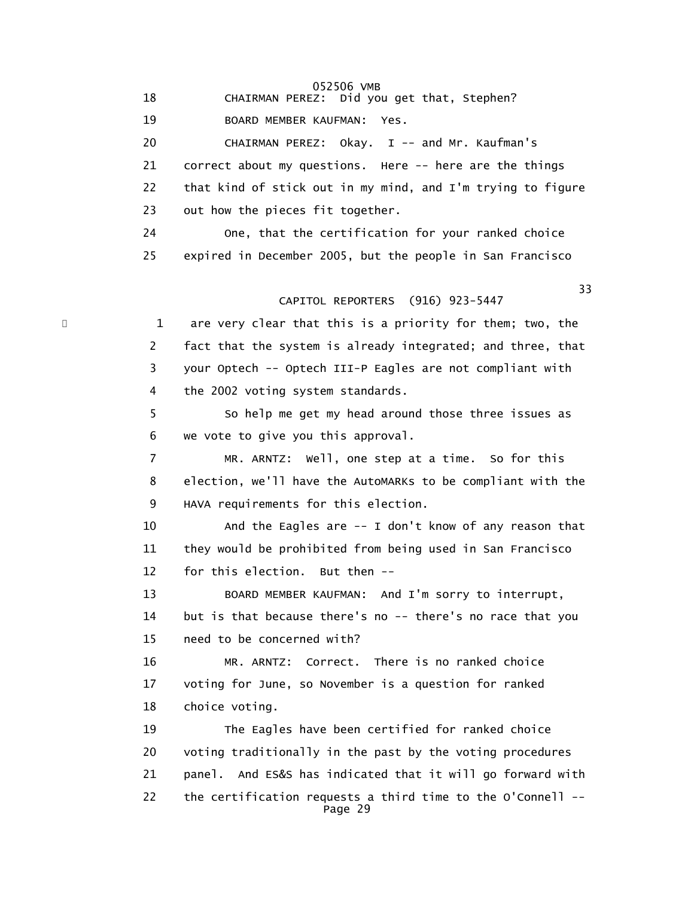18 CHAIRMAN PEREZ: Did you get that, Stephen?

19 BOARD MEMBER KAUFMAN: Yes.

20 CHAIRMAN PEREZ: Okay. I -- and Mr. Kaufman's
21 correct about my questions. Here -- here are the things
22 that kind of stick out in my mind, and I'm trying to figure
23 out how the pieces fit together.

24 One, that the certification for your ranked choice
25 expired in December 2005, but the people in San Francisco

33

1 are very clear that this is a priority for them; two, the
2 fact that the system is already integrated; and three, that
3 your Optech -- Optech III-P Eagles are not compliant with
4 the 2002 voting system standards.

5 So help me get my head around those three issues as
6 we vote to give you this approval.

7 MR. ARNTZ: Well, one step at a time. So for this
8 election, we'll have the AutoMARKs to be compliant with the
9 HAVA requirements for this election.

10 And the Eagles are -- I don't know of any reason that
11 they would be prohibited from being used in San Francisco
12 for this election. But then --

13 BOARD MEMBER KAUFMAN: And I'm sorry to interrupt,
14 but is that because there's no -- there's no race that you
15 need to be concerned with?

16 MR. ARNTZ: Correct. There is no ranked choice
17 voting for June, so November is a question for ranked
18 choice voting.

19 The Eagles have been certified for ranked choice
20 voting traditionally in the past by the voting procedures
21 panel. And ES&S has indicated that it will go forward with
22 the certification requests a third time to the O'Connell --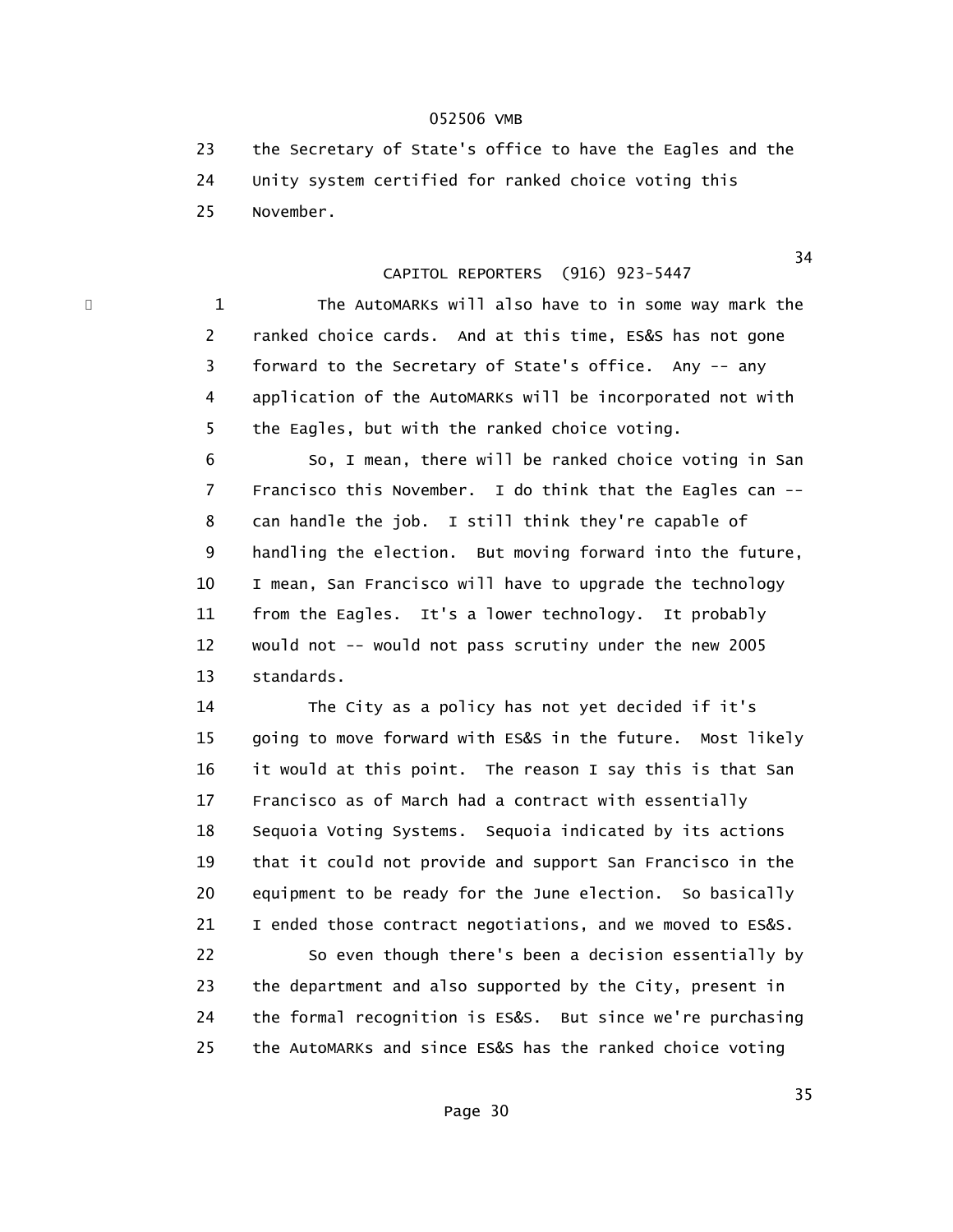23 the Secretary of State's office to have the Eagles and the
24 Unity system certified for ranked choice voting this
25 November.

1 The AutoMARKs will also have to in some way mark the
2 ranked choice cards. And at this time, ES&S has not gone
3 forward to the Secretary of State's office. Any -- any
4 application of the AutoMARKs will be incorporated not with
5 the Eagles, but with the ranked choice voting.
6 So, I mean, there will be ranked choice voting in San
7 Francisco this November. I do think that the Eagles can --
8 can handle the job. I still think they're capable of
9 handling the election. But moving forward into the future,
10 I mean, San Francisco will have to upgrade the technology
11 from the Eagles. It's a lower technology. It probably
12 would not -- would not pass scrutiny under the new 2005
13 standards.
14 The City as a policy has not yet decided if it's
15 going to move forward with ES&S in the future. Most likely
16 it would at this point. The reason I say this is that San
17 Francisco as of March had a contract with essentially
18 Sequoia Voting Systems. Sequoia indicated by its actions
19 that it could not provide and support San Francisco in the
20 equipment to be ready for the June election. So basically
21 I ended those contract negotiations, and we moved to ES&S.
22 So even though there's been a decision essentially by
23 the department and also supported by the City, present in
24 the formal recognition is ES&S. But since we're purchasing
25 the AutoMARKs and since ES&S has the ranked choice voting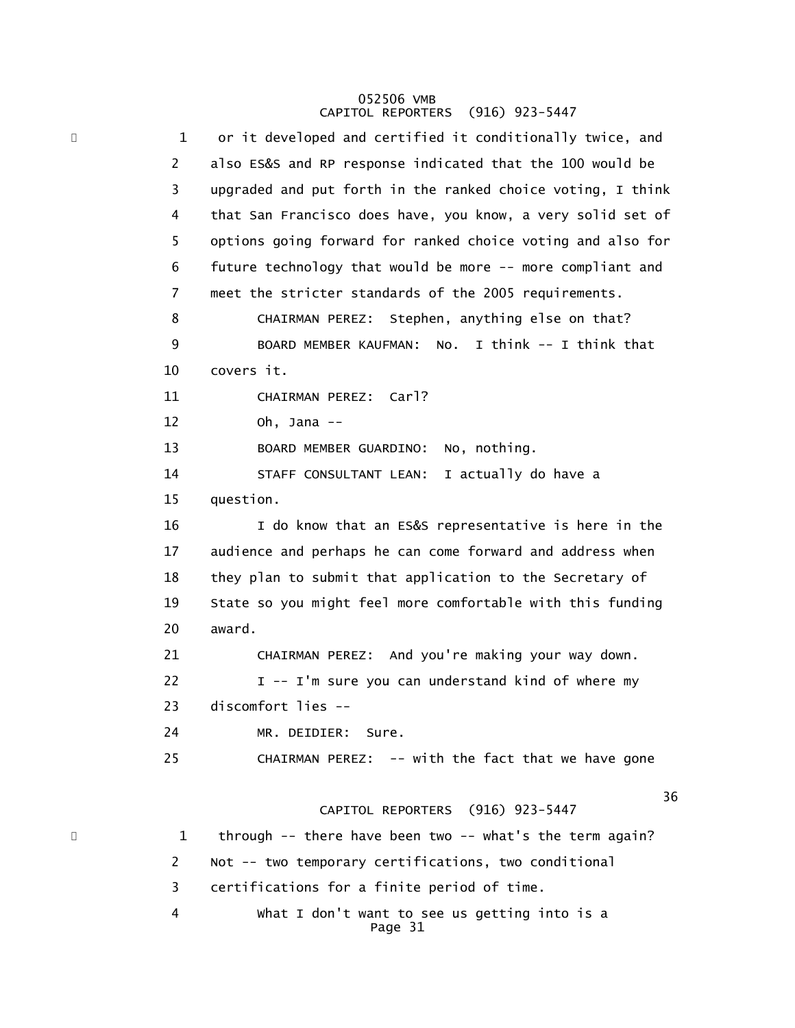1 or it developed and certified it conditionally twice, and
2 also ES&S and RP response indicated that the 100 would be
3 upgraded and put forth in the ranked choice voting, I think
4 that San Francisco does have, you know, a very solid set of
5 options going forward for ranked choice voting and also for
6 future technology that would be more -- more compliant and
7 meet the stricter standards of the 2005 requirements.
8 CHAIRMAN PEREZ: Stephen, anything else on that?
9 BOARD MEMBER KAUFMAN: No. I think -- I think that
10 covers it.
11 CHAIRMAN PEREZ: Carl?
12 Oh, Jana --
13 BOARD MEMBER GUARDINO: No, nothing.
14 STAFF CONSULTANT LEAN: I actually do have a
15 question.
16 I do know that an ES&S representative is here in the
17 audience and perhaps he can come forward and address when
18 they plan to submit that application to the Secretary of
19 State so you might feel more comfortable with this funding
20 award.
21 CHAIRMAN PEREZ: And you're making your way down.
22 I -- I'm sure you can understand kind of where my
23 discomfort lies --
24 MR. DEIDIER: Sure.
25 CHAIRMAN PEREZ: -- with the fact that we have gone

1 through -- there have been two -- what's the term again?
2 Not -- two temporary certifications, two conditional
3 certifications for a finite period of time.
4 What I don't want to see us getting into is a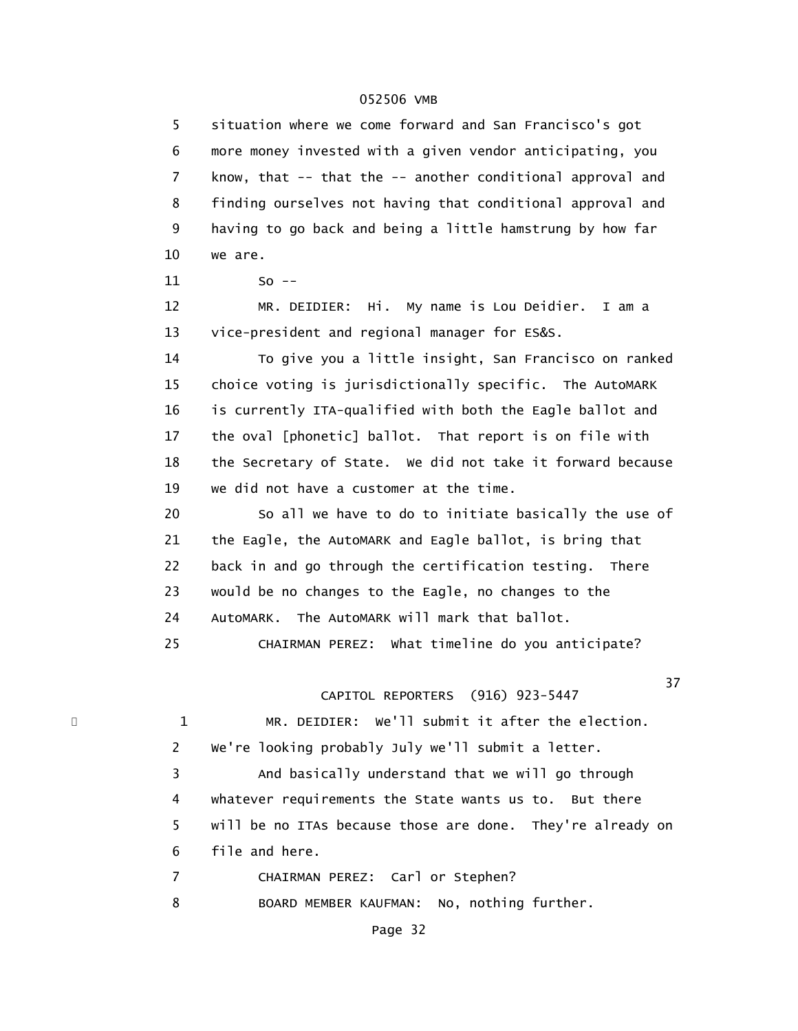5 situation where we come forward and San Francisco's got
6 more money invested with a given vendor anticipating, you
7 know, that -- that the -- another conditional approval and
8 finding ourselves not having that conditional approval and
9 having to go back and being a little hamstrung by how far
10 we are.

11 So --

12 MR. DEIDIER: Hi. My name is Lou Deidier. I am a
13 vice-president and regional manager for ES&S.

14 To give you a little insight, San Francisco on ranked
15 choice voting is jurisdictionally specific. The AutoMARK
16 is currently ITA-qualified with both the Eagle ballot and
17 the oval [phonetic] ballot. That report is on file with
18 the Secretary of State. We did not take it forward because
19 we did not have a customer at the time.

20 So all we have to do to initiate basically the use of
21 the Eagle, the AutoMARK and Eagle ballot, is bring that
22 back in and go through the certification testing. There
23 would be no changes to the Eagle, no changes to the
24 AutoMARK. The AutoMARK will mark that ballot.

25 CHAIRMAN PEREZ: What timeline do you anticipate?

37

CAPITOL REPORTERS (916) 923-5447

1 MR. DEIDIER: We'll submit it after the election.
2 We're looking probably July we'll submit a letter.

3 And basically understand that we will go through
4 whatever requirements the State wants us to. But there
5 will be no ITAs because those are done. They're already on
6 file and here.

7 CHAIRMAN PEREZ: Carl or Stephen?

8 BOARD MEMBER KAUFMAN: No, nothing further.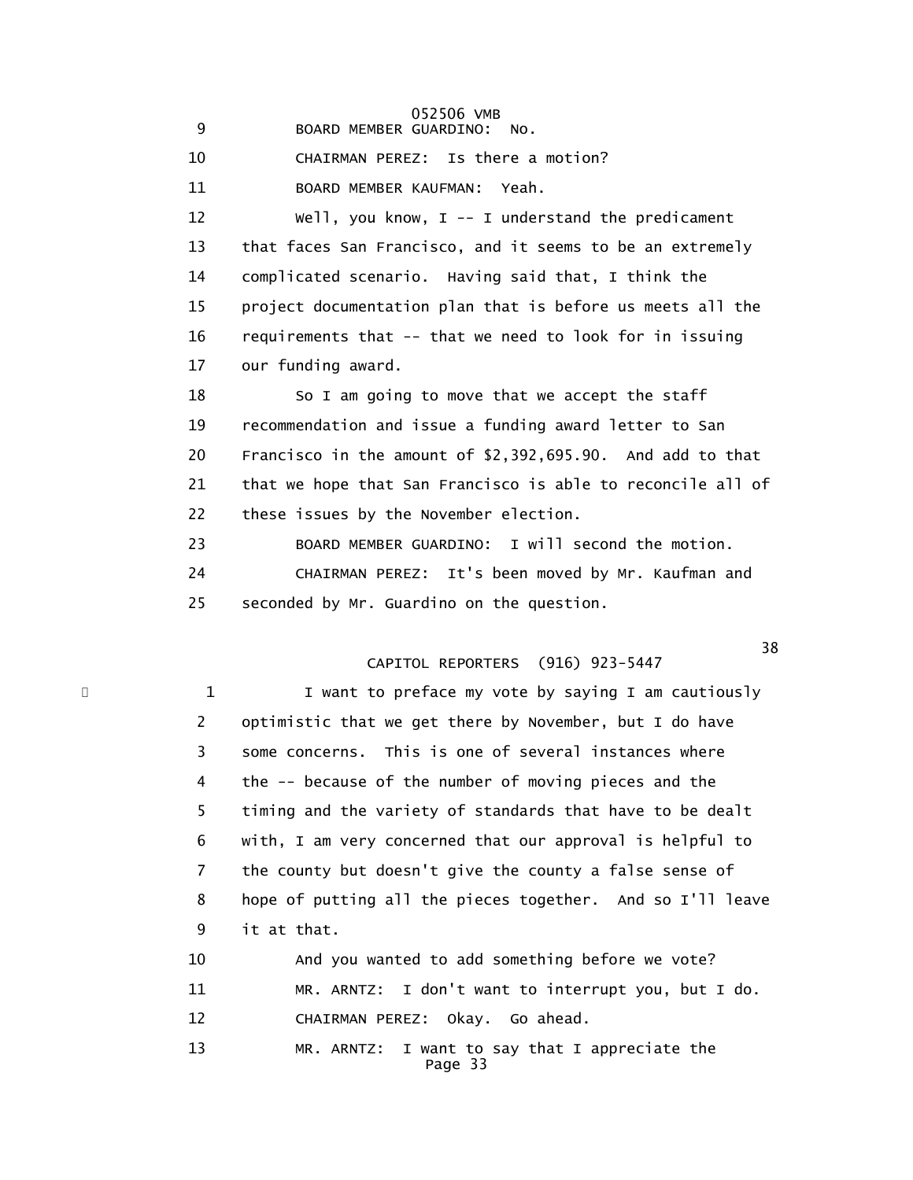9 BOARD MEMBER GUARDINO: No.

10 CHAIRMAN PEREZ: Is there a motion?

11 BOARD MEMBER KAUFMAN: Yeah.

12 Well, you know, I -- I understand the predicament
13 that faces San Francisco, and it seems to be an extremely
14 complicated scenario. Having said that, I think the
15 project documentation plan that is before us meets all the
16 requirements that -- that we need to look for in issuing
17 our funding award.

18 So I am going to move that we accept the staff
19 recommendation and issue a funding award letter to San
20 Francisco in the amount of $2,392,695.90. And add to that
21 that we hope that San Francisco is able to reconcile all of
22 these issues by the November election.

23 BOARD MEMBER GUARDINO: I will second the motion.

24 CHAIRMAN PEREZ: It's been moved by Mr. Kaufman and
25 seconded by Mr. Guardino on the question.

1 I want to preface my vote by saying I am cautiously
2 optimistic that we get there by November, but I do have
3 some concerns. This is one of several instances where
4 the -- because of the number of moving pieces and the
5 timing and the variety of standards that have to be dealt
6 with, I am very concerned that our approval is helpful to
7 the county but doesn't give the county a false sense of
8 hope of putting all the pieces together. And so I'll leave
9 it at that.

10 And you wanted to add something before we vote?

11 MR. ARNTZ: I don't want to interrupt you, but I do.

12 CHAIRMAN PEREZ: Okay. Go ahead.

13 MR. ARNTZ: I want to say that I appreciate the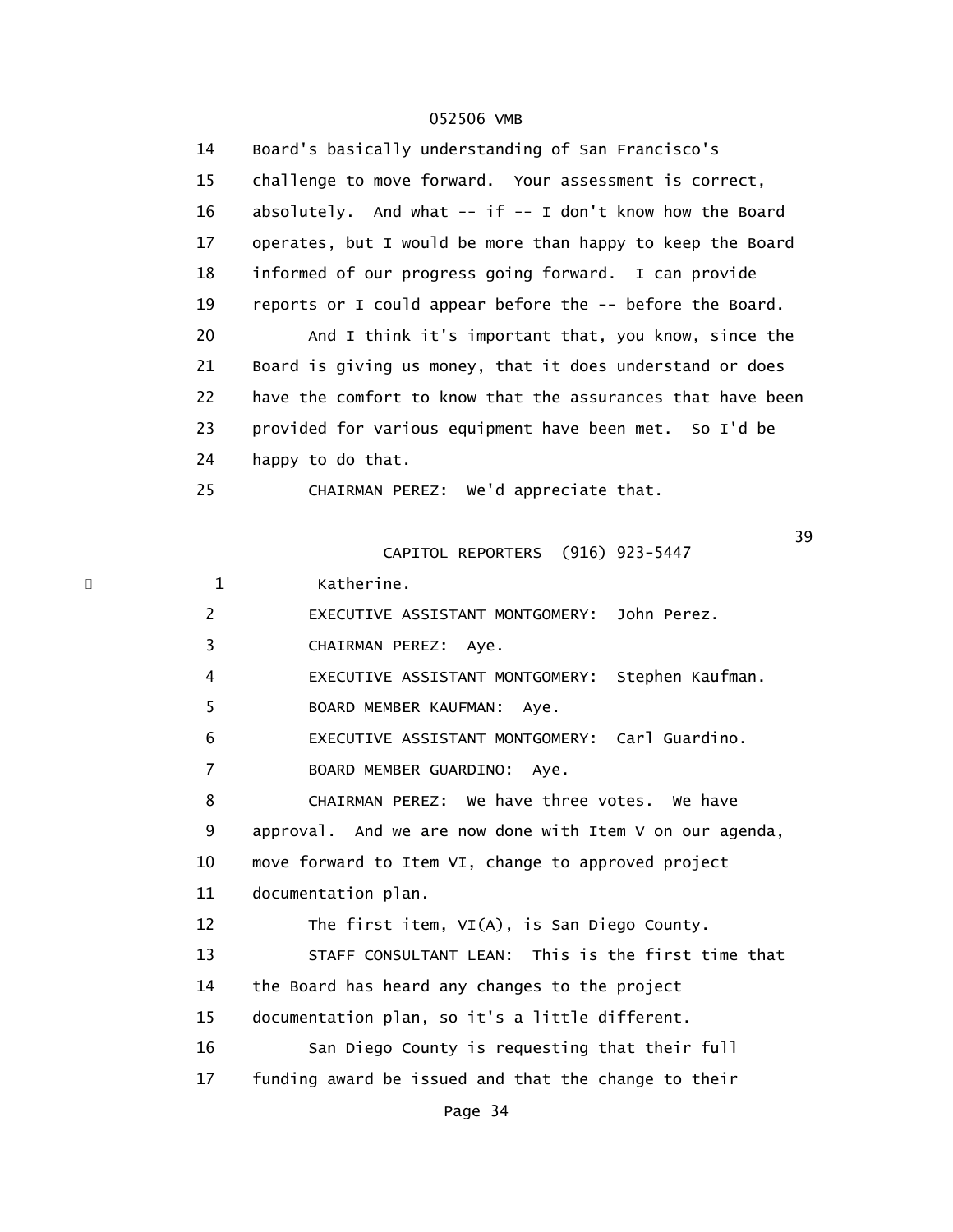14 Board's basically understanding of San Francisco's
15 challenge to move forward. Your assessment is correct,
16 absolutely. And what -- if -- I don't know how the Board
17 operates, but I would be more than happy to keep the Board
18 informed of our progress going forward. I can provide
19 reports or I could appear before the -- before the Board.
20 And I think it's important that, you know, since the
21 Board is giving us money, that it does understand or does
22 have the comfort to know that the assurances that have been
23 provided for various equipment have been met. So I'd be
24 happy to do that.
25 CHAIRMAN PEREZ: We'd appreciate that.

39

CAPITOL REPORTERS (916) 923-5447

1 Katherine.
2 EXECUTIVE ASSISTANT MONTGOMERY: John Perez.
3 CHAIRMAN PEREZ: Aye.
4 EXECUTIVE ASSISTANT MONTGOMERY: Stephen Kaufman.
5 BOARD MEMBER KAUFMAN: Aye.
6 EXECUTIVE ASSISTANT MONTGOMERY: Carl Guardino.
7 BOARD MEMBER GUARDINO: Aye.
8 CHAIRMAN PEREZ: We have three votes. We have
9 approval. And we are now done with Item V on our agenda,
10 move forward to Item VI, change to approved project
11 documentation plan.
12 The first item, VI(A), is San Diego County.
13 STAFF CONSULTANT LEAN: This is the first time that
14 the Board has heard any changes to the project
15 documentation plan, so it's a little different.
16 San Diego County is requesting that their full
17 funding award be issued and that the change to their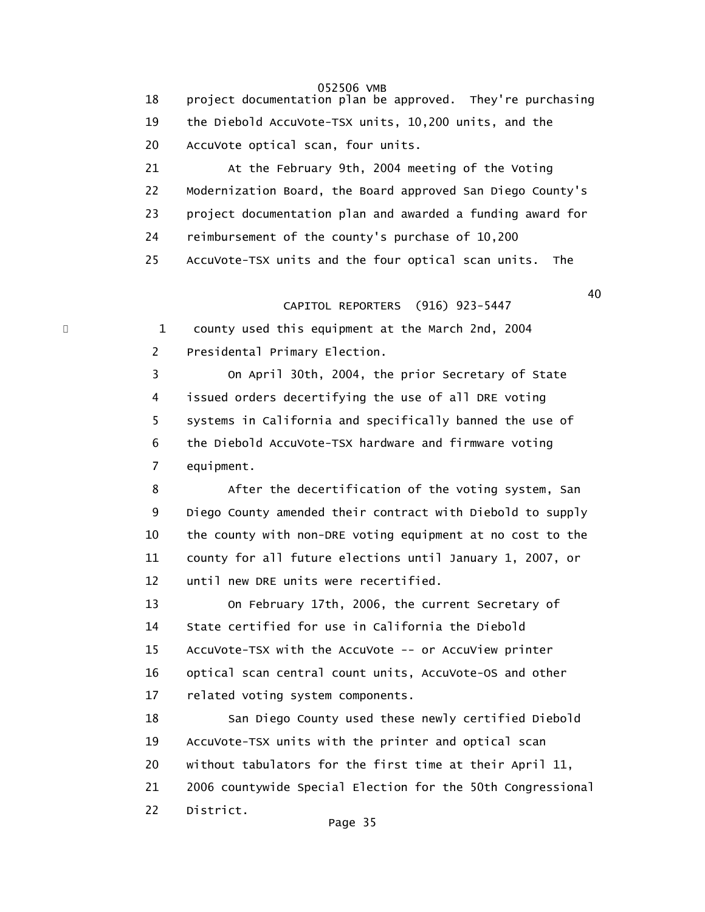18 project documentation plan be approved. They're purchasing
19 the Diebold AccuVote-TSX units, 10,200 units, and the
20 AccuVote optical scan, four units.
21 At the February 9th, 2004 meeting of the Voting
22 Modernization Board, the Board approved San Diego County's
23 project documentation plan and awarded a funding award for
24 reimbursement of the county's purchase of 10,200
25 AccuVote-TSX units and the four optical scan units. The

1 county used this equipment at the March 2nd, 2004
2 Presidental Primary Election.
3 On April 30th, 2004, the prior Secretary of State
4 issued orders decertifying the use of all DRE voting
5 systems in California and specifically banned the use of
6 the Diebold AccuVote-TSX hardware and firmware voting
7 equipment.
8 After the decertification of the voting system, San
9 Diego County amended their contract with Diebold to supply
10 the county with non-DRE voting equipment at no cost to the
11 county for all future elections until January 1, 2007, or
12 until new DRE units were recertified.
13 On February 17th, 2006, the current Secretary of
14 State certified for use in California the Diebold
15 AccuVote-TSX with the AccuVote -- or AccuView printer
16 optical scan central count units, AccuVote-OS and other
17 related voting system components.
18 San Diego County used these newly certified Diebold
19 AccuVote-TSX units with the printer and optical scan
20 without tabulators for the first time at their April 11,
21 2006 countywide Special Election for the 50th Congressional
22 District.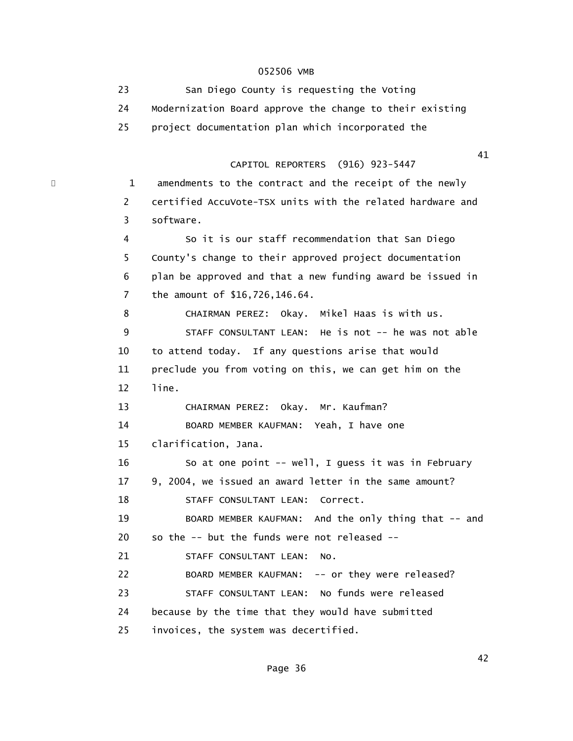San Diego County is requesting the Voting Modernization Board approve the change to their existing project documentation plan which incorporated the amendments to the contract and the receipt of the newly certified AccuVote-TSX units with the related hardware and software.

So it is our staff recommendation that San Diego County's change to their approved project documentation plan be approved and that a new funding award be issued in the amount of $16,726,146.64.

CHAIRMAN PEREZ: Okay. Mikel Haas is with us.

STAFF CONSULTANT LEAN: He is not -- he was not able to attend today. If any questions arise that would preclude you from voting on this, we can get him on the line.

CHAIRMAN PEREZ: Okay. Mr. Kaufman?

BOARD MEMBER KAUFMAN: Yeah, I have one clarification, Jana.

So at one point -- well, I guess it was in February 9, 2004, we issued an award letter in the same amount?

STAFF CONSULTANT LEAN: Correct.

BOARD MEMBER KAUFMAN: And the only thing that -- and so the -- but the funds were not released --

STAFF CONSULTANT LEAN: No.

BOARD MEMBER KAUFMAN: -- or they were released?

STAFF CONSULTANT LEAN: No funds were released because by the time that they would have submitted invoices, the system was decertified.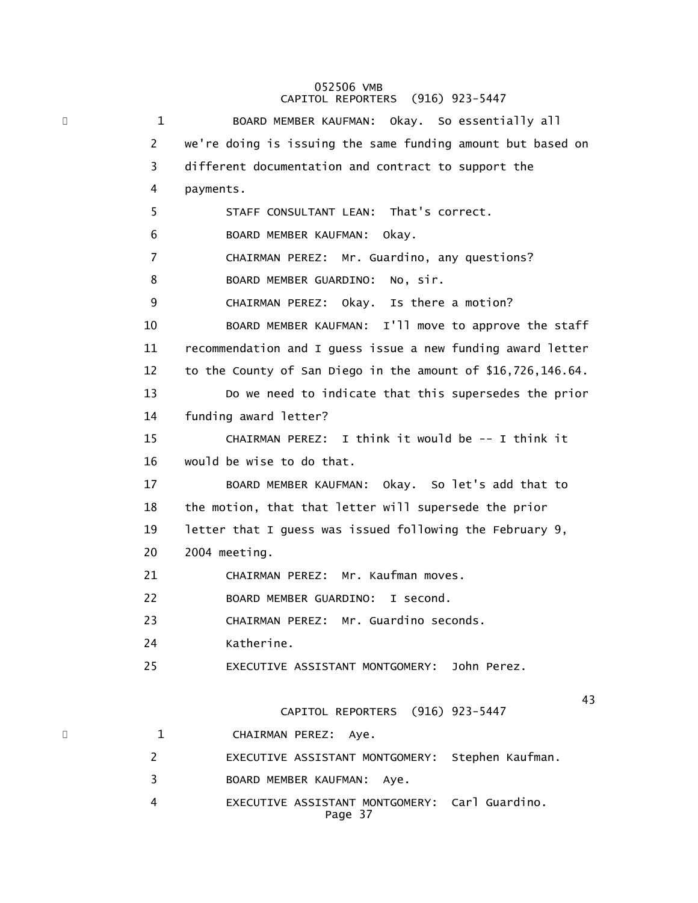BOARD MEMBER KAUFMAN: Okay. So essentially all we're doing is issuing the same funding amount but based on different documentation and contract to support the payments.

STAFF CONSULTANT LEAN: That's correct.

BOARD MEMBER KAUFMAN: Okay.

CHAIRMAN PEREZ: Mr. Guardino, any questions?

BOARD MEMBER GUARDINO: No, sir.

CHAIRMAN PEREZ: Okay. Is there a motion?

BOARD MEMBER KAUFMAN: I'll move to approve the staff recommendation and I guess issue a new funding award letter to the County of San Diego in the amount of $16,726,146.64.

Do we need to indicate that this supersedes the prior funding award letter?

CHAIRMAN PEREZ: I think it would be -- I think it would be wise to do that.

BOARD MEMBER KAUFMAN: Okay. So let's add that to the motion, that that letter will supersede the prior letter that I guess was issued following the February 9, 2004 meeting.

CHAIRMAN PEREZ: Mr. Kaufman moves.

BOARD MEMBER GUARDINO: I second.

CHAIRMAN PEREZ: Mr. Guardino seconds.

Katherine.

EXECUTIVE ASSISTANT MONTGOMERY: John Perez.

CHAIRMAN PEREZ: Aye.

EXECUTIVE ASSISTANT MONTGOMERY: Stephen Kaufman.

BOARD MEMBER KAUFMAN: Aye.

EXECUTIVE ASSISTANT MONTGOMERY: Carl Guardino.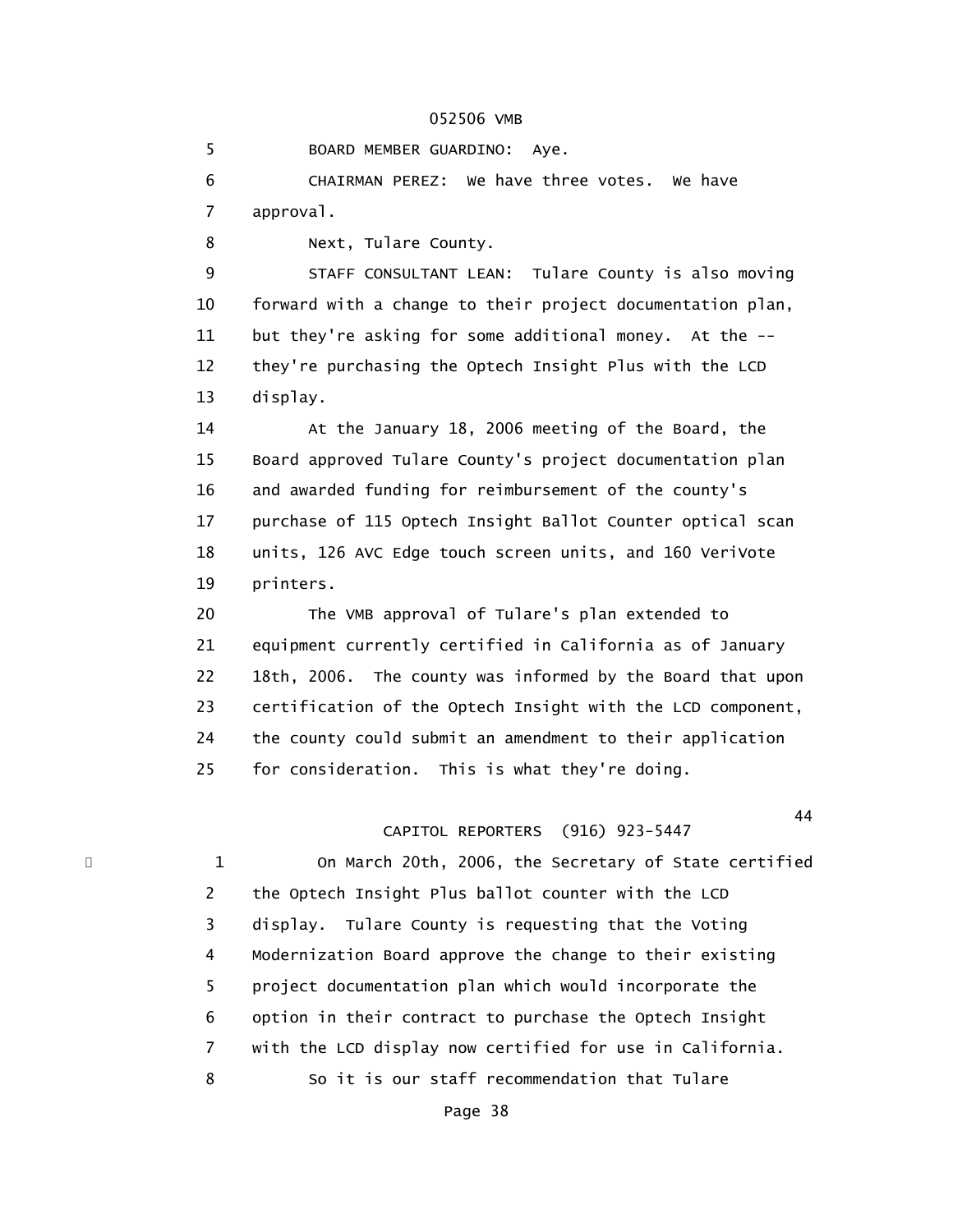5 BOARD MEMBER GUARDINO: Aye.

6 CHAIRMAN PEREZ: We have three votes. We have

7 approval.

8 Next, Tulare County.

9 STAFF CONSULTANT LEAN: Tulare County is also moving

10 forward with a change to their project documentation plan,

11 but they're asking for some additional money. At the --

12 they're purchasing the Optech Insight Plus with the LCD

13 display.

14 At the January 18, 2006 meeting of the Board, the

15 Board approved Tulare County's project documentation plan

16 and awarded funding for reimbursement of the county's

17 purchase of 115 Optech Insight Ballot Counter optical scan

18 units, 126 AVC Edge touch screen units, and 160 VeriVote

19 printers.

20 The VMB approval of Tulare's plan extended to

21 equipment currently certified in California as of January

22 18th, 2006. The county was informed by the Board that upon

23 certification of the Optech Insight with the LCD component,

24 the county could submit an amendment to their application

25 for consideration. This is what they're doing.

1 On March 20th, 2006, the Secretary of State certified

2 the Optech Insight Plus ballot counter with the LCD

3 display. Tulare County is requesting that the Voting

4 Modernization Board approve the change to their existing

5 project documentation plan which would incorporate the

6 option in their contract to purchase the Optech Insight

7 with the LCD display now certified for use in California.

8 So it is our staff recommendation that Tulare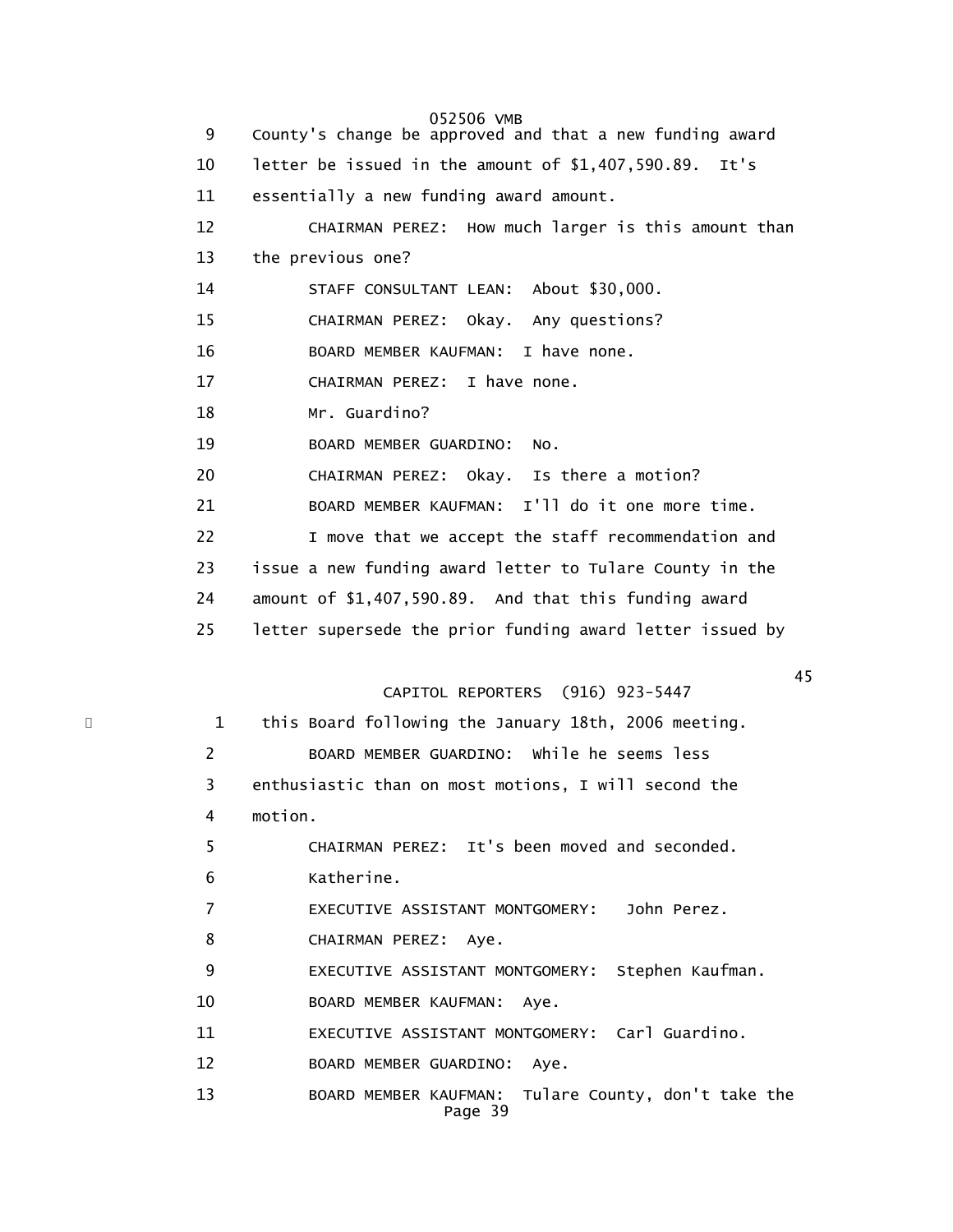9    County's change be approved and that a new funding award
10   letter be issued in the amount of $1,407,590.89.  It's
11   essentially a new funding award amount.
12         CHAIRMAN PEREZ:  How much larger is this amount than
13   the previous one?
14         STAFF CONSULTANT LEAN:  About $30,000.
15         CHAIRMAN PEREZ:  Okay.  Any questions?
16         BOARD MEMBER KAUFMAN:  I have none.
17         CHAIRMAN PEREZ:  I have none.
18         Mr. Guardino?
19         BOARD MEMBER GUARDINO:  No.
20         CHAIRMAN PEREZ:  Okay.  Is there a motion?
21         BOARD MEMBER KAUFMAN:  I'll do it one more time.
22         I move that we accept the staff recommendation and
23   issue a new funding award letter to Tulare County in the
24   amount of $1,407,590.89.  And that this funding award
25   letter supersede the prior funding award letter issued by

1    this Board following the January 18th, 2006 meeting.
2          BOARD MEMBER GUARDINO:  While he seems less
3    enthusiastic than on most motions, I will second the
4    motion.
5          CHAIRMAN PEREZ:  It's been moved and seconded.
6          Katherine.
7          EXECUTIVE ASSISTANT MONTGOMERY:   John Perez.
8          CHAIRMAN PEREZ:  Aye.
9          EXECUTIVE ASSISTANT MONTGOMERY:  Stephen Kaufman.
10         BOARD MEMBER KAUFMAN:  Aye.
11         EXECUTIVE ASSISTANT MONTGOMERY:  Carl Guardino.
12         BOARD MEMBER GUARDINO:  Aye.
13         BOARD MEMBER KAUFMAN:  Tulare County, don't take the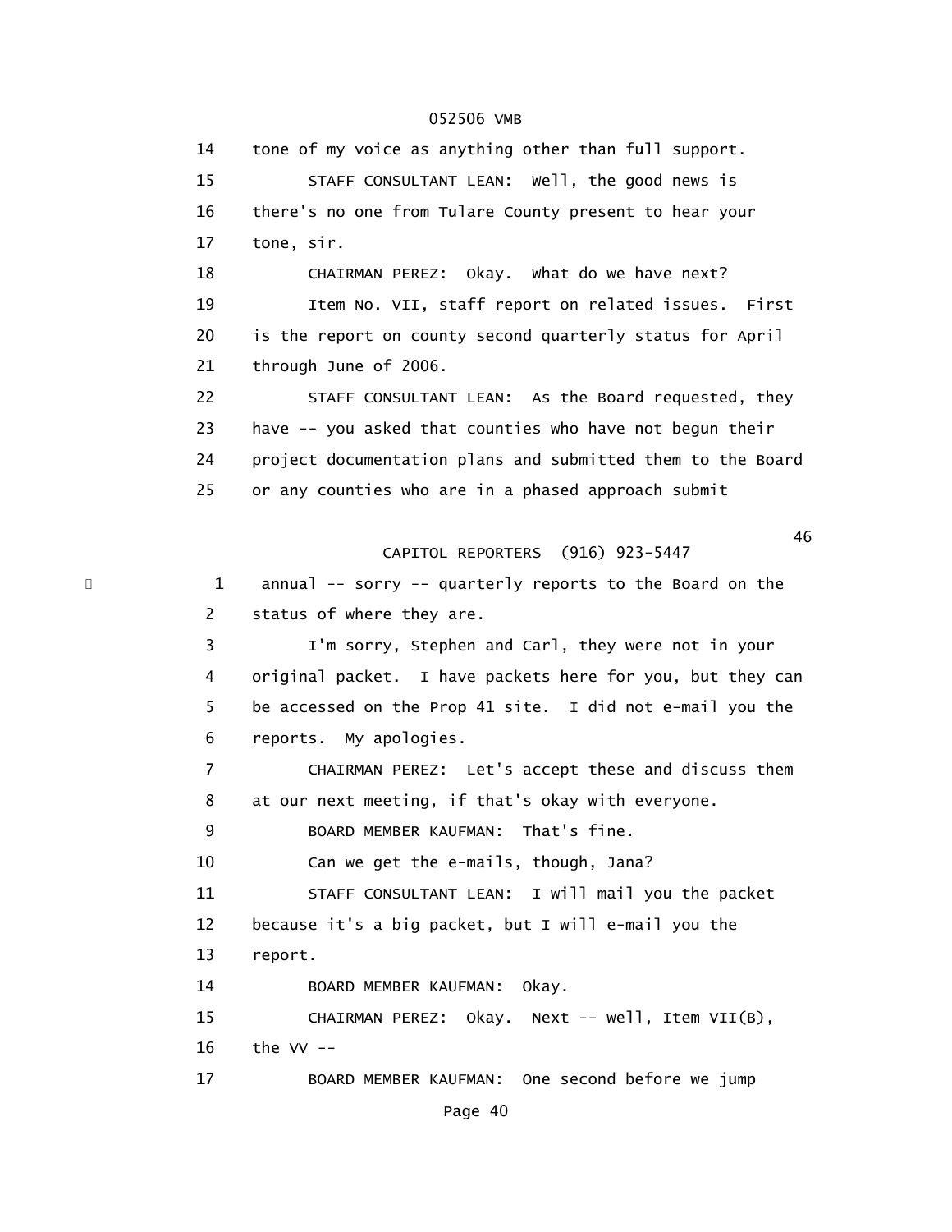14 tone of my voice as anything other than full support.

15 STAFF CONSULTANT LEAN: Well, the good news is

16 there's no one from Tulare County present to hear your

17 tone, sir.

18 CHAIRMAN PEREZ: Okay. What do we have next?

19 Item No. VII, staff report on related issues. First

20 is the report on county second quarterly status for April

21 through June of 2006.

22 STAFF CONSULTANT LEAN: As the Board requested, they

23 have -- you asked that counties who have not begun their

24 project documentation plans and submitted them to the Board

25 or any counties who are in a phased approach submit

1 annual -- sorry -- quarterly reports to the Board on the

2 status of where they are.

3 I'm sorry, Stephen and Carl, they were not in your

4 original packet. I have packets here for you, but they can

5 be accessed on the Prop 41 site. I did not e-mail you the

6 reports. My apologies.

7 CHAIRMAN PEREZ: Let's accept these and discuss them

8 at our next meeting, if that's okay with everyone.

9 BOARD MEMBER KAUFMAN: That's fine.

10 Can we get the e-mails, though, Jana?

11 STAFF CONSULTANT LEAN: I will mail you the packet

12 because it's a big packet, but I will e-mail you the

13 report.

14 BOARD MEMBER KAUFMAN: Okay.

15 CHAIRMAN PEREZ: Okay. Next -- well, Item VII(B),

16 the VV --

17 BOARD MEMBER KAUFMAN: One second before we jump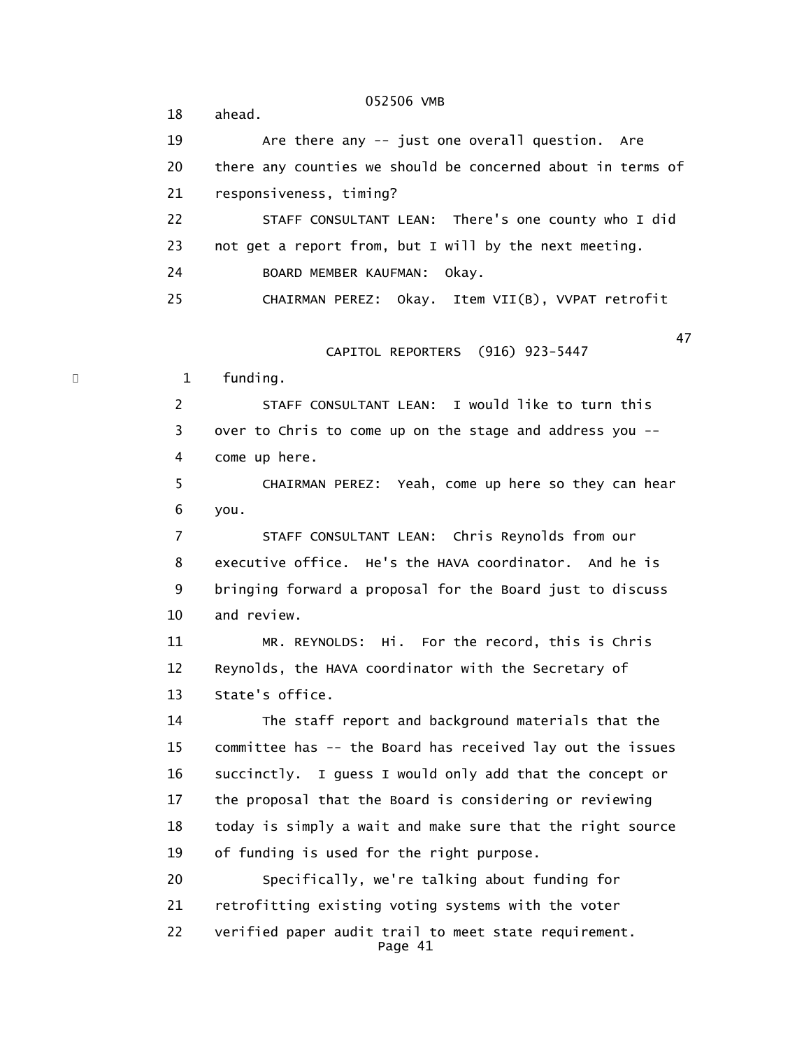18 ahead.

19 Are there any -- just one overall question. Are

20 there any counties we should be concerned about in terms of

21 responsiveness, timing?

22 STAFF CONSULTANT LEAN: There's one county who I did

23 not get a report from, but I will by the next meeting.

24 BOARD MEMBER KAUFMAN: Okay.

25 CHAIRMAN PEREZ: Okay. Item VII(B), VVPAT retrofit

47

CAPITOL REPORTERS (916) 923-5447

1 funding.

2 STAFF CONSULTANT LEAN: I would like to turn this

3 over to Chris to come up on the stage and address you --

4 come up here.

5 CHAIRMAN PEREZ: Yeah, come up here so they can hear

6 you.

7 STAFF CONSULTANT LEAN: Chris Reynolds from our

8 executive office. He's the HAVA coordinator. And he is

9 bringing forward a proposal for the Board just to discuss

10 and review.

11 MR. REYNOLDS: Hi. For the record, this is Chris

12 Reynolds, the HAVA coordinator with the Secretary of

13 State's office.

14 The staff report and background materials that the

15 committee has -- the Board has received lay out the issues

16 succinctly. I guess I would only add that the concept or

17 the proposal that the Board is considering or reviewing

18 today is simply a wait and make sure that the right source

19 of funding is used for the right purpose.

20 Specifically, we're talking about funding for

21 retrofitting existing voting systems with the voter

22 verified paper audit trail to meet state requirement.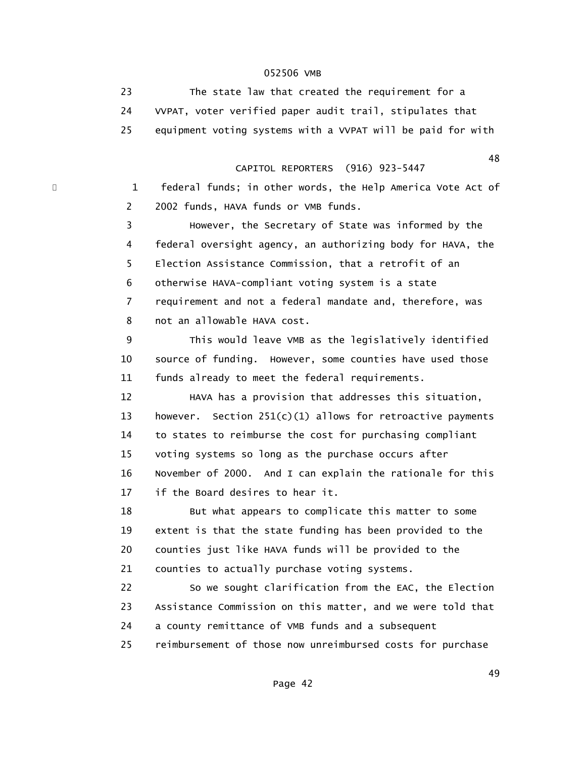23 The state law that created the requirement for a
24 VVPAT, voter verified paper audit trail, stipulates that
25 equipment voting systems with a VVPAT will be paid for with

1 federal funds; in other words, the Help America Vote Act of
2 2002 funds, HAVA funds or VMB funds.
3 However, the Secretary of State was informed by the
4 federal oversight agency, an authorizing body for HAVA, the
5 Election Assistance Commission, that a retrofit of an
6 otherwise HAVA-compliant voting system is a state
7 requirement and not a federal mandate and, therefore, was
8 not an allowable HAVA cost.
9 This would leave VMB as the legislatively identified
10 source of funding. However, some counties have used those
11 funds already to meet the federal requirements.
12 HAVA has a provision that addresses this situation,
13 however. Section 251(c)(1) allows for retroactive payments
14 to states to reimburse the cost for purchasing compliant
15 voting systems so long as the purchase occurs after
16 November of 2000. And I can explain the rationale for this
17 if the Board desires to hear it.
18 But what appears to complicate this matter to some
19 extent is that the state funding has been provided to the
20 counties just like HAVA funds will be provided to the
21 counties to actually purchase voting systems.
22 So we sought clarification from the EAC, the Election
23 Assistance Commission on this matter, and we were told that
24 a county remittance of VMB funds and a subsequent
25 reimbursement of those now unreimbursed costs for purchase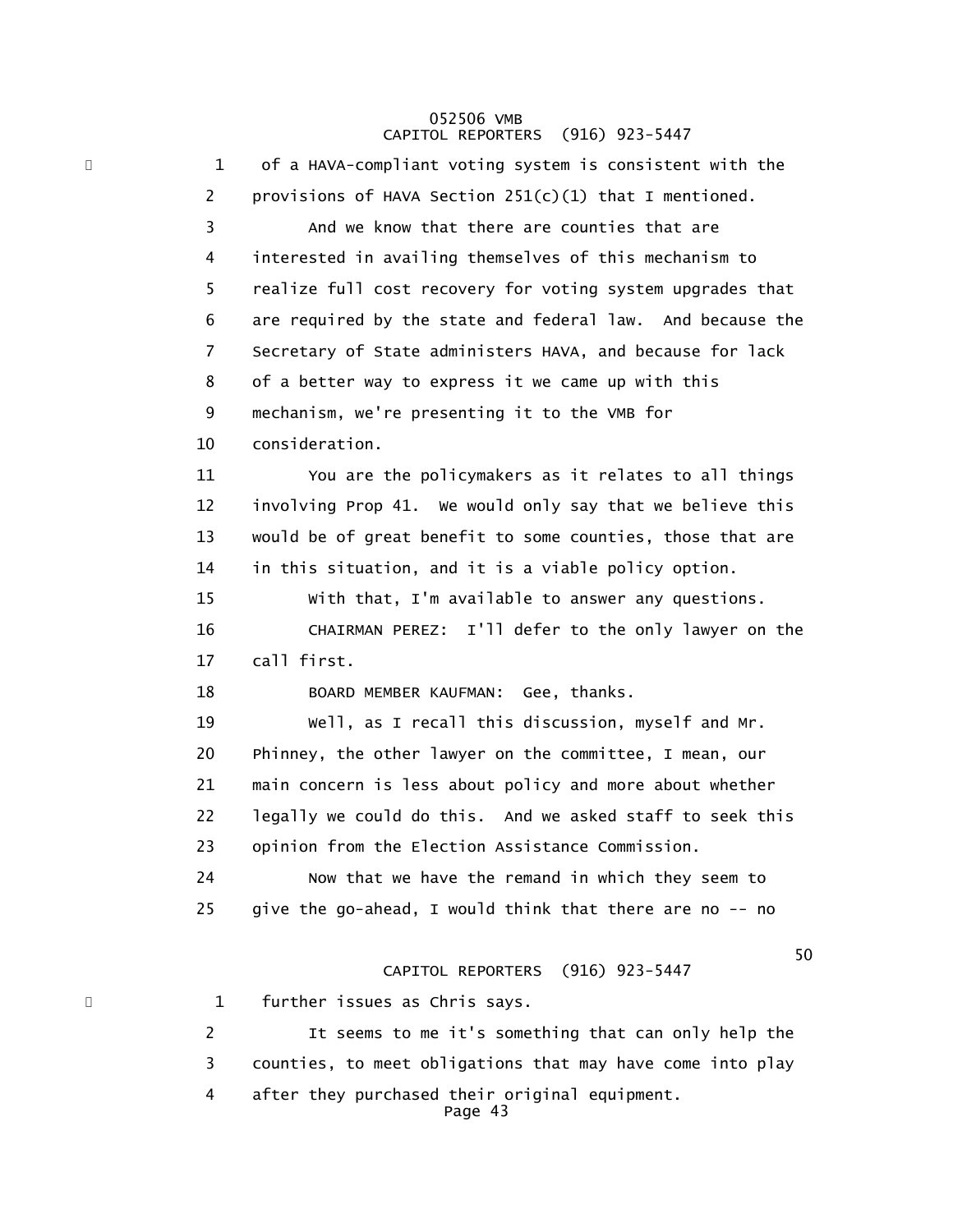1 of a HAVA-compliant voting system is consistent with the
2 provisions of HAVA Section 251(c)(1) that I mentioned.
3 And we know that there are counties that are
4 interested in availing themselves of this mechanism to
5 realize full cost recovery for voting system upgrades that
6 are required by the state and federal law. And because the
7 Secretary of State administers HAVA, and because for lack
8 of a better way to express it we came up with this
9 mechanism, we're presenting it to the VMB for
10 consideration.
11 You are the policymakers as it relates to all things
12 involving Prop 41. We would only say that we believe this
13 would be of great benefit to some counties, those that are
14 in this situation, and it is a viable policy option.
15 With that, I'm available to answer any questions.
16 CHAIRMAN PEREZ: I'll defer to the only lawyer on the
17 call first.
18 BOARD MEMBER KAUFMAN: Gee, thanks.
19 Well, as I recall this discussion, myself and Mr.
20 Phinney, the other lawyer on the committee, I mean, our
21 main concern is less about policy and more about whether
22 legally we could do this. And we asked staff to seek this
23 opinion from the Election Assistance Commission.
24 Now that we have the remand in which they seem to
25 give the go-ahead, I would think that there are no -- no

50

1 further issues as Chris says.
2 It seems to me it's something that can only help the
3 counties, to meet obligations that may have come into play
4 after they purchased their original equipment.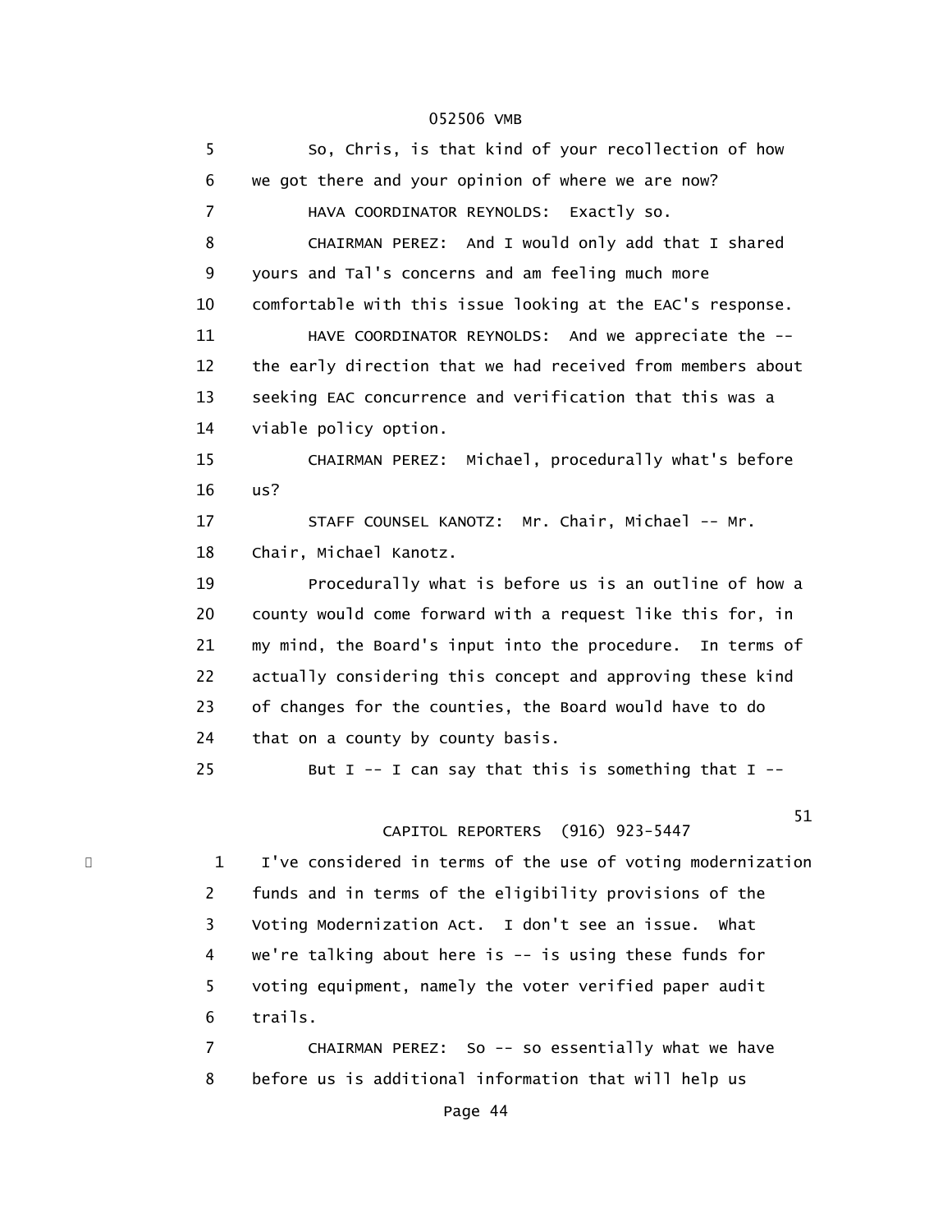5 So, Chris, is that kind of your recollection of how
6 we got there and your opinion of where we are now?
7 HAVA COORDINATOR REYNOLDS: Exactly so.
8 CHAIRMAN PEREZ: And I would only add that I shared
9 yours and Tal's concerns and am feeling much more
10 comfortable with this issue looking at the EAC's response.
11 HAVE COORDINATOR REYNOLDS: And we appreciate the --
12 the early direction that we had received from members about
13 seeking EAC concurrence and verification that this was a
14 viable policy option.
15 CHAIRMAN PEREZ: Michael, procedurally what's before
16 us?
17 STAFF COUNSEL KANOTZ: Mr. Chair, Michael -- Mr.
18 Chair, Michael Kanotz.
19 Procedurally what is before us is an outline of how a
20 county would come forward with a request like this for, in
21 my mind, the Board's input into the procedure. In terms of
22 actually considering this concept and approving these kind
23 of changes for the counties, the Board would have to do
24 that on a county by county basis.
25 But I -- I can say that this is something that I --

51
CAPITOL REPORTERS (916) 923-5447

1 I've considered in terms of the use of voting modernization
2 funds and in terms of the eligibility provisions of the
3 Voting Modernization Act. I don't see an issue. What
4 we're talking about here is -- is using these funds for
5 voting equipment, namely the voter verified paper audit
6 trails.
7 CHAIRMAN PEREZ: So -- so essentially what we have
8 before us is additional information that will help us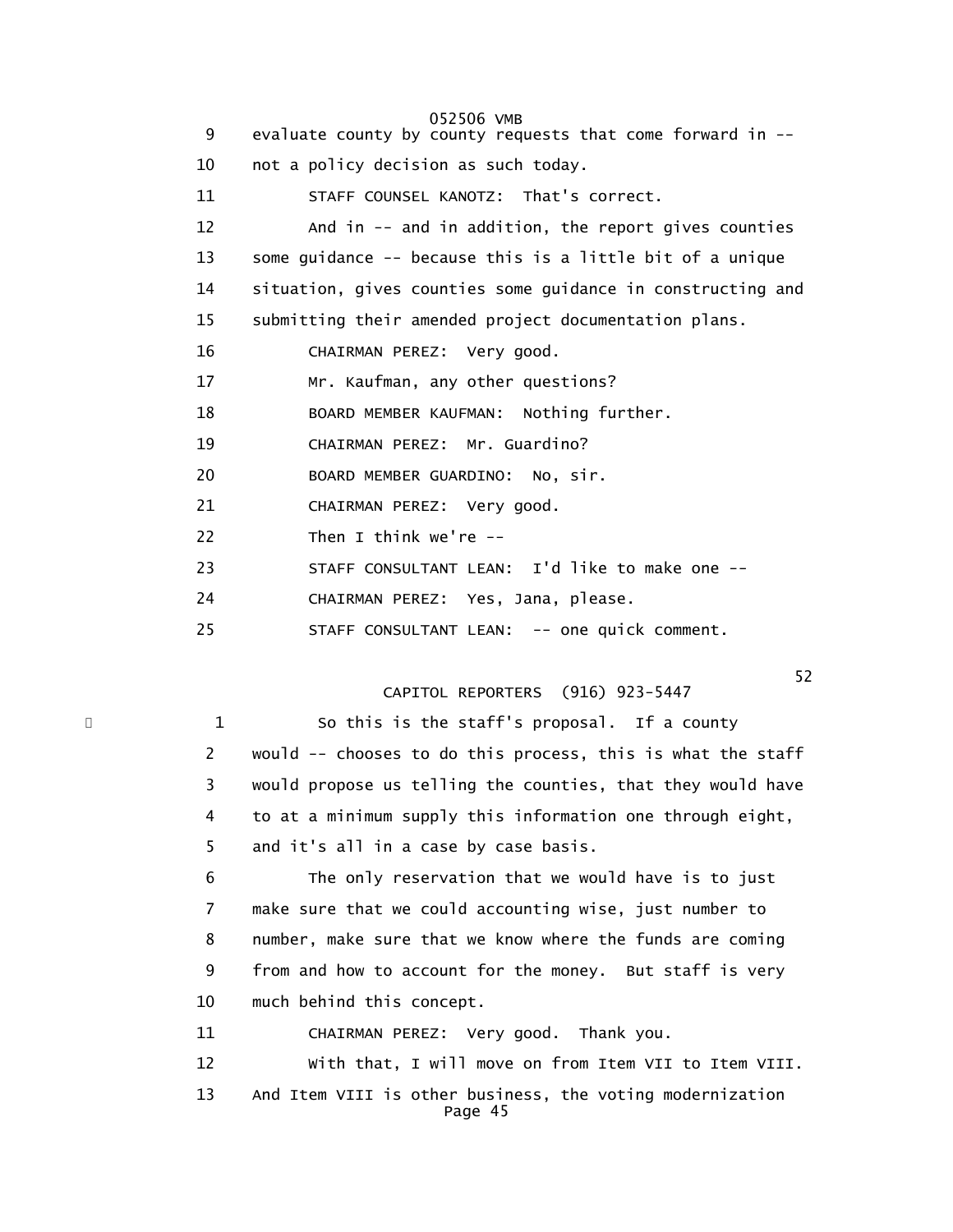9 evaluate county by county requests that come forward in --

10 not a policy decision as such today.

11 STAFF COUNSEL KANOTZ: That's correct.

12 And in -- and in addition, the report gives counties

13 some guidance -- because this is a little bit of a unique

14 situation, gives counties some guidance in constructing and

15 submitting their amended project documentation plans.

16 CHAIRMAN PEREZ: Very good.

17 Mr. Kaufman, any other questions?

18 BOARD MEMBER KAUFMAN: Nothing further.

19 CHAIRMAN PEREZ: Mr. Guardino?

20 BOARD MEMBER GUARDINO: No, sir.

21 CHAIRMAN PEREZ: Very good.

22 Then I think we're --

23 STAFF CONSULTANT LEAN: I'd like to make one --

24 CHAIRMAN PEREZ: Yes, Jana, please.

25 STAFF CONSULTANT LEAN: -- one quick comment.

52

1 So this is the staff's proposal. If a county

2 would -- chooses to do this process, this is what the staff

3 would propose us telling the counties, that they would have

4 to at a minimum supply this information one through eight,

5 and it's all in a case by case basis.

6 The only reservation that we would have is to just

7 make sure that we could accounting wise, just number to

8 number, make sure that we know where the funds are coming

9 from and how to account for the money. But staff is very

10 much behind this concept.

11 CHAIRMAN PEREZ: Very good. Thank you.

12 With that, I will move on from Item VII to Item VIII.

13 And Item VIII is other business, the voting modernization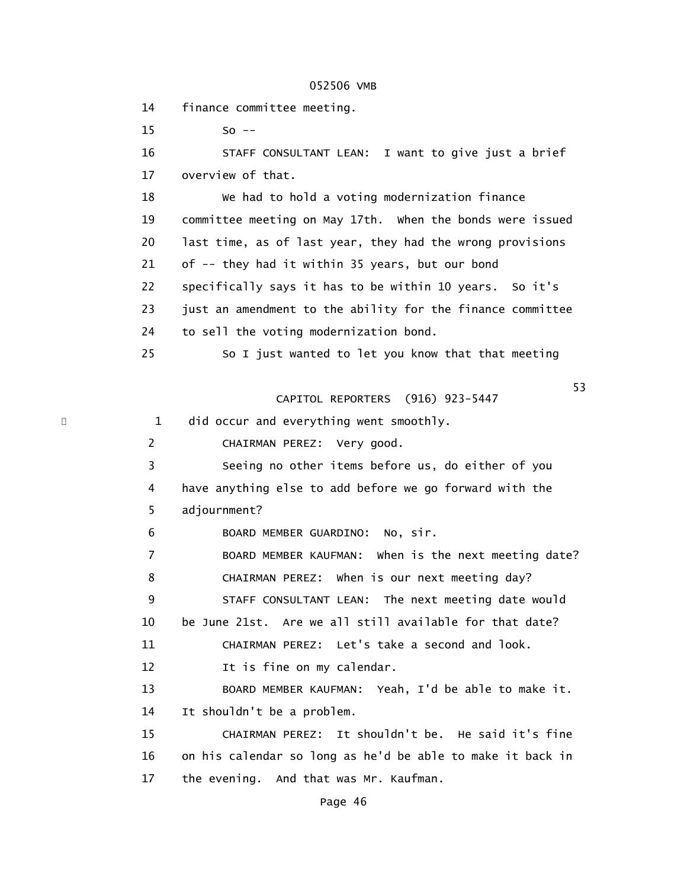14 finance committee meeting.

15 So --

16 STAFF CONSULTANT LEAN: I want to give just a brief

17 overview of that.

18 We had to hold a voting modernization finance

19 committee meeting on May 17th. When the bonds were issued

20 last time, as of last year, they had the wrong provisions

21 of -- they had it within 35 years, but our bond

22 specifically says it has to be within 10 years. So it's

23 just an amendment to the ability for the finance committee

24 to sell the voting modernization bond.

25 So I just wanted to let you know that that meeting

1 did occur and everything went smoothly.

2 CHAIRMAN PEREZ: Very good.

3 Seeing no other items before us, do either of you

4 have anything else to add before we go forward with the

5 adjournment?

6 BOARD MEMBER GUARDINO: No, sir.

7 BOARD MEMBER KAUFMAN: When is the next meeting date?

8 CHAIRMAN PEREZ: When is our next meeting day?

9 STAFF CONSULTANT LEAN: The next meeting date would

10 be June 21st. Are we all still available for that date?

11 CHAIRMAN PEREZ: Let's take a second and look.

12 It is fine on my calendar.

13 BOARD MEMBER KAUFMAN: Yeah, I'd be able to make it.

14 It shouldn't be a problem.

15 CHAIRMAN PEREZ: It shouldn't be. He said it's fine

16 on his calendar so long as he'd be able to make it back in

17 the evening. And that was Mr. Kaufman.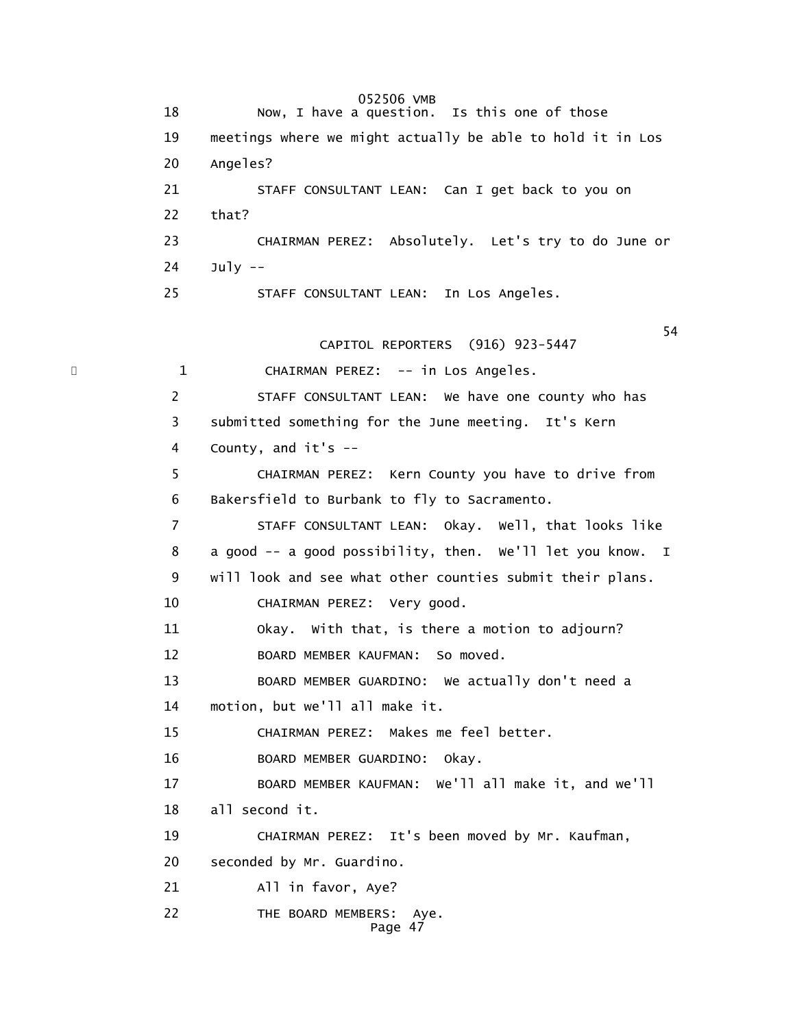18 Now, I have a question. Is this one of those

19 meetings where we might actually be able to hold it in Los

20 Angeles?

21 STAFF CONSULTANT LEAN: Can I get back to you on

22 that?

23 CHAIRMAN PEREZ: Absolutely. Let's try to do June or

24 July --

25 STAFF CONSULTANT LEAN: In Los Angeles.

1 CHAIRMAN PEREZ: -- in Los Angeles.

2 STAFF CONSULTANT LEAN: We have one county who has

3 submitted something for the June meeting. It's Kern

4 County, and it's --

5 CHAIRMAN PEREZ: Kern County you have to drive from

6 Bakersfield to Burbank to fly to Sacramento.

7 STAFF CONSULTANT LEAN: Okay. Well, that looks like

8 a good -- a good possibility, then. We'll let you know. I

9 will look and see what other counties submit their plans.

10 CHAIRMAN PEREZ: Very good.

11 Okay. With that, is there a motion to adjourn?

12 BOARD MEMBER KAUFMAN: So moved.

13 BOARD MEMBER GUARDINO: We actually don't need a

14 motion, but we'll all make it.

15 CHAIRMAN PEREZ: Makes me feel better.

16 BOARD MEMBER GUARDINO: Okay.

17 BOARD MEMBER KAUFMAN: We'll all make it, and we'll

18 all second it.

19 CHAIRMAN PEREZ: It's been moved by Mr. Kaufman,

20 seconded by Mr. Guardino.

21 All in favor, Aye?

22 THE BOARD MEMBERS: Aye.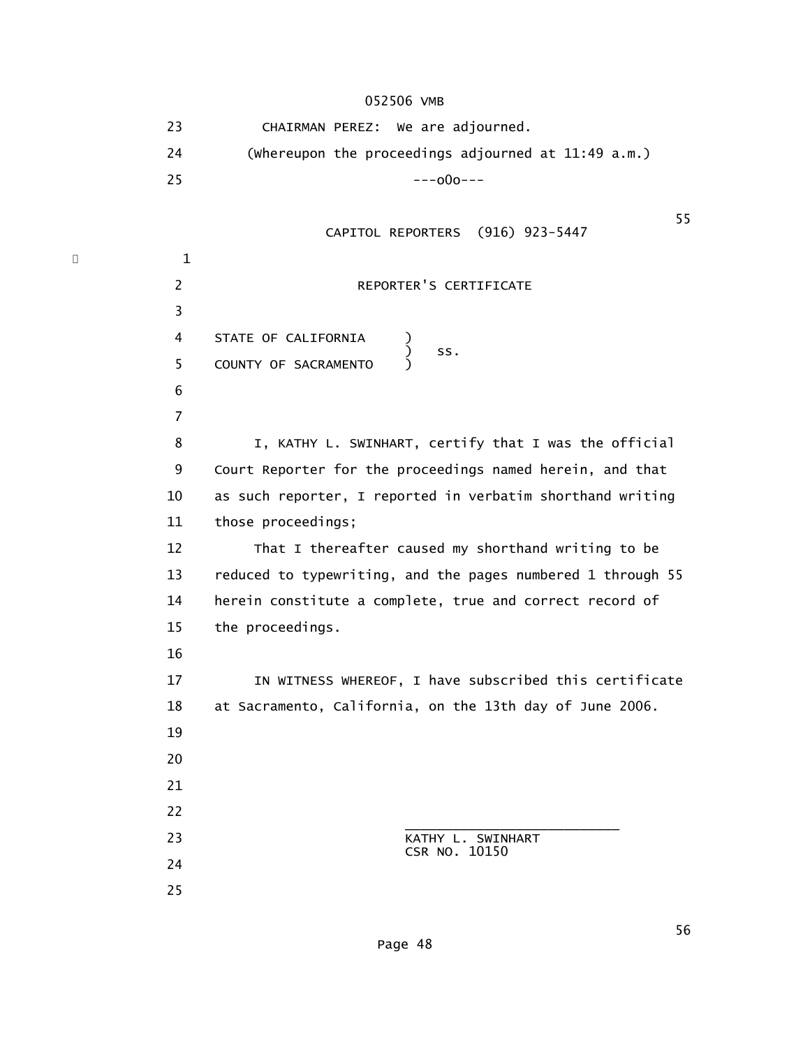23 CHAIRMAN PEREZ: We are adjourned.

24 (Whereupon the proceedings adjourned at 11:49 a.m.)

25 ---o0o---

1

2 REPORTER'S CERTIFICATE

3

4 STATE OF CALIFORNIA )
) ss.
5 COUNTY OF SACRAMENTO )

6

7

8 I, KATHY L. SWINHART, certify that I was the official

9 Court Reporter for the proceedings named herein, and that

10 as such reporter, I reported in verbatim shorthand writing

11 those proceedings;

12 That I thereafter caused my shorthand writing to be

13 reduced to typewriting, and the pages numbered 1 through 55

14 herein constitute a complete, true and correct record of

15 the proceedings.

16

17 IN WITNESS WHEREOF, I have subscribed this certificate

18 at Sacramento, California, on the 13th day of June 2006.

19

20

21

22 ___________________________

23 KATHY L. SWINHART
CSR NO. 10150

24

25